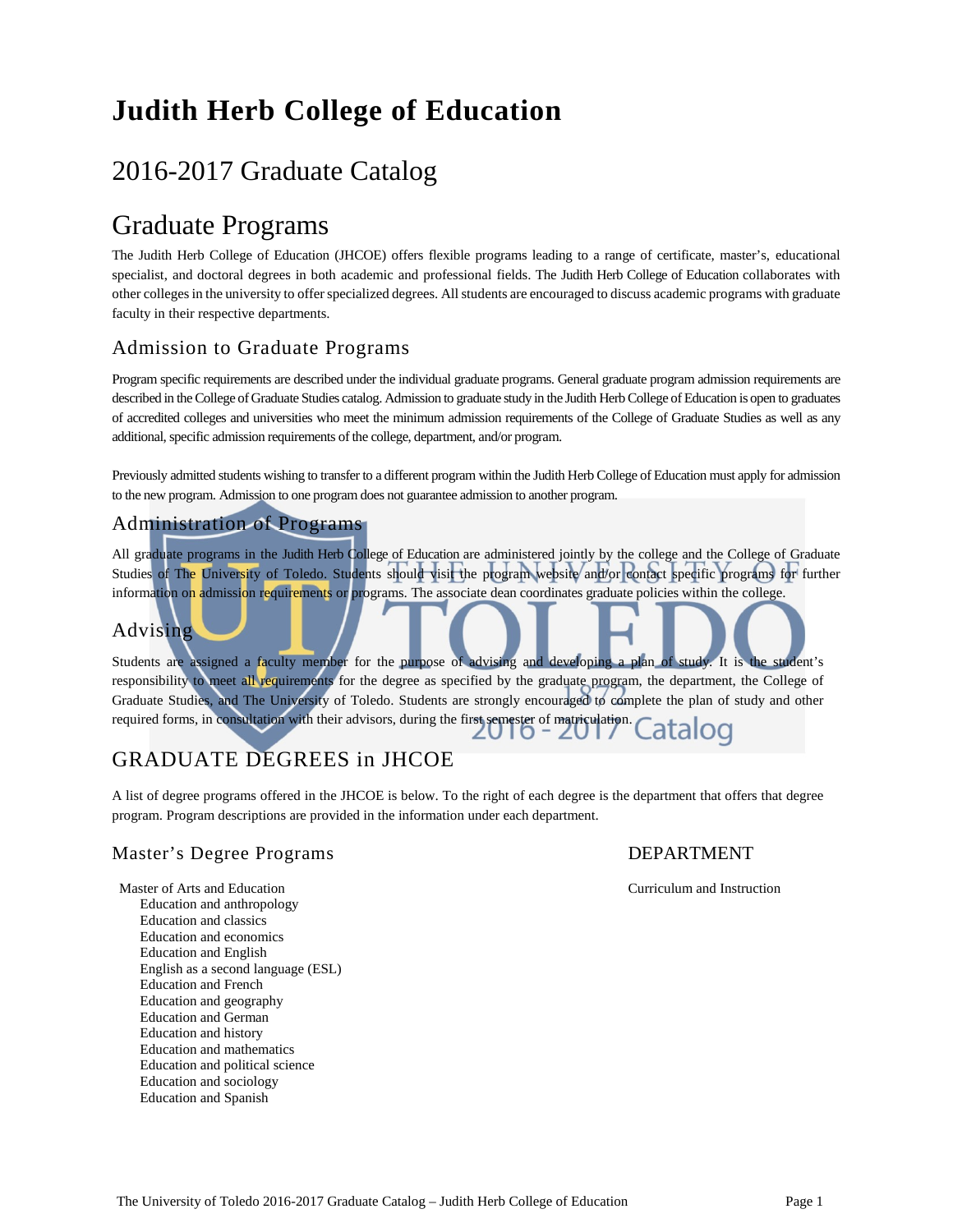# Judith Herb College of Education

## 2016-2017 Graduate Catalog

## Graduate Programs

The Judith Herb College of Education (JHCOE) offers flexible programs leading to a range of certificate, master's, educational specialist, and doctoral degrees in both academic and professional fields. The Judith Herb College of Education collaborates with other colleges in the university to offer specialized degrees. All students are encouraged to discuss academic programs with graduate faculty in their respective departments.

### Admission to Graduate Programs

Program specific requirements are described under the individual graduate programs. General graduate program admission requirements are described in the College of Graduate Studies catalog. Admission to graduate study in the Judith Herb College of Education is open to graduates of accredited colleges and universities who meet the minimum admission requirements of the College of Graduate Studies as well as any additional, specific admission requirements of the college, department, and/or program.

Previously admitted students wishing to transfer to a different program within the Judith Herb College of Education must apply for admission to the new program. Admission to one program does not guarantee admission to another program.

### Administration of Programs

All graduate programs in the Judith Herb College of Education are administered jointly by the college and the College of Graduate Studies of The University of Toledo. Students should visit the program website and/or contact specific programs for further information on admission requirements or programs. The associate dean coordinates graduate policies within the college.

### Advising

Students are assigned a faculty member for the purpose of advising and developing a plan of study. It is the student's responsibility to meet all requirements for the degree as specified by the graduate program, the department, the College of Graduate Studies, and The University of Toledo. Students are strongly encouraged to complete the plan of study and other required forms, in consultation with their advisors, during the first semester of matriculation.

## GRADUATE DEGREES in JHCOE

A list of degree programs offered in the JHCOE is below. To the right of each degree is the department that offers that degree program. Program descriptions are provided in the information under each department.

| Master's Degree Programs | DEPARTMENT |
|---|---|
| Master of Arts and Education | Curriculum and Instruction |
| Education and anthropology | |
| Education and classics | |
| Education and economics | |
| Education and English | |
| English as a second language (ESL) | |
| Education and French | |
| Education and geography | |
| Education and German | |
| Education and history | |
| Education and mathematics | |
| Education and political science | |
| Education and sociology | |
| Education and Spanish | |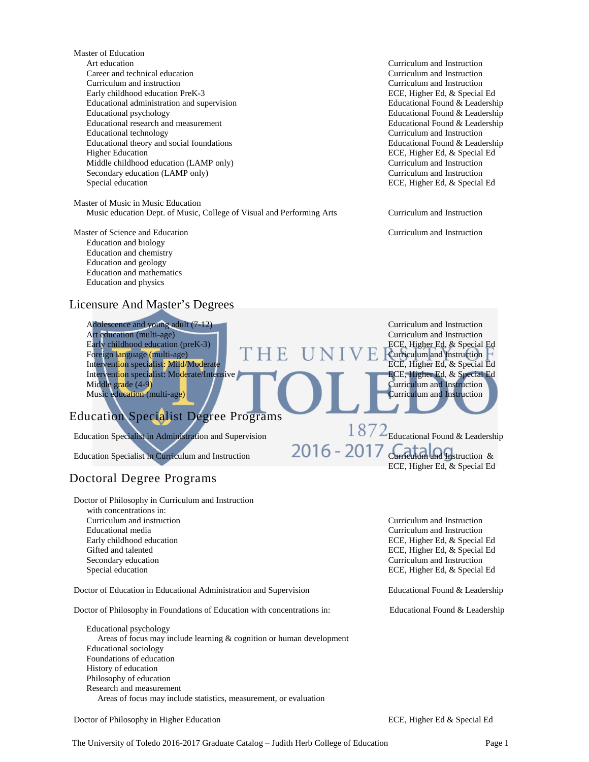| Program | Department |
|---|---|
| Master of Education | |
| Art education | Curriculum and Instruction |
| Career and technical education | Curriculum and Instruction |
| Curriculum and instruction | Curriculum and Instruction |
| Early childhood education PreK-3 | ECE, Higher Ed, & Special Ed |
| Educational administration and supervision | Educational Found & Leadership |
| Educational psychology | Educational Found & Leadership |
| Educational research and measurement | Educational Found & Leadership |
| Educational technology | Curriculum and Instruction |
| Educational theory and social foundations | Educational Found & Leadership |
| Higher Education | ECE, Higher Ed, & Special Ed |
| Middle childhood education (LAMP only) | Curriculum and Instruction |
| Secondary education (LAMP only) | Curriculum and Instruction |
| Special education | ECE, Higher Ed, & Special Ed |

| Program | Department |
|---|---|
| Master of Music in Music Education | |
| Music education Dept. of Music, College of Visual and Performing Arts | Curriculum and Instruction |

| Program | Department |
|---|---|
| Master of Science and Education | Curriculum and Instruction |
| Education and biology | |
| Education and chemistry | |
| Education and geology | |
| Education and mathematics | |
| Education and physics | |

## Licensure And Master's Degrees

| Program | Department |
|---|---|
| Adolescence and young adult (7-12) | Curriculum and Instruction |
| Art education (multi-age) | Curriculum and Instruction |
| Early childhood education (preK-3) | ECE, Higher Ed, & Special Ed |
| Foreign language (multi-age) | Curriculum and Instruction |
| Intervention specialist: Mild/Moderate | ECE, Higher Ed, & Special Ed |
| Intervention specialist: Moderate/Intensive | ECE, Higher Ed, & Special Ed |
| Middle grade (4-9) | Curriculum and Instruction |
| Music education (multi-age) | Curriculum and Instruction |

## Education Specialist Degree Programs

| Program | Department |
|---|---|
| Education Specialist in Administration and Supervision | Educational Found & Leadership |
| Education Specialist in Curriculum and Instruction | Curriculum and Instruction & ECE, Higher Ed, & Special Ed |

## Doctoral Degree Programs

| Program | Department |
|---|---|
| Doctor of Philosophy in Curriculum and Instruction with concentrations in: | |
| Curriculum and instruction | Curriculum and Instruction |
| Educational media | Curriculum and Instruction |
| Early childhood education | ECE, Higher Ed, & Special Ed |
| Gifted and talented | ECE, Higher Ed, & Special Ed |
| Secondary education | Curriculum and Instruction |
| Special education | ECE, Higher Ed, & Special Ed |

| Program | Department |
|---|---|
| Doctor of Education in Educational Administration and Supervision | Educational Found & Leadership |

| Program | Department |
|---|---|
| Doctor of Philosophy in Foundations of Education with concentrations in: | Educational Found & Leadership |

- Educational psychology
  - Areas of focus may include learning & cognition or human development
- Educational sociology
- Foundations of education
- History of education
- Philosophy of education
- Research and measurement
  - Areas of focus may include statistics, measurement, or evaluation

| Program | Department |
|---|---|
| Doctor of Philosophy in Higher Education | ECE, Higher Ed & Special Ed |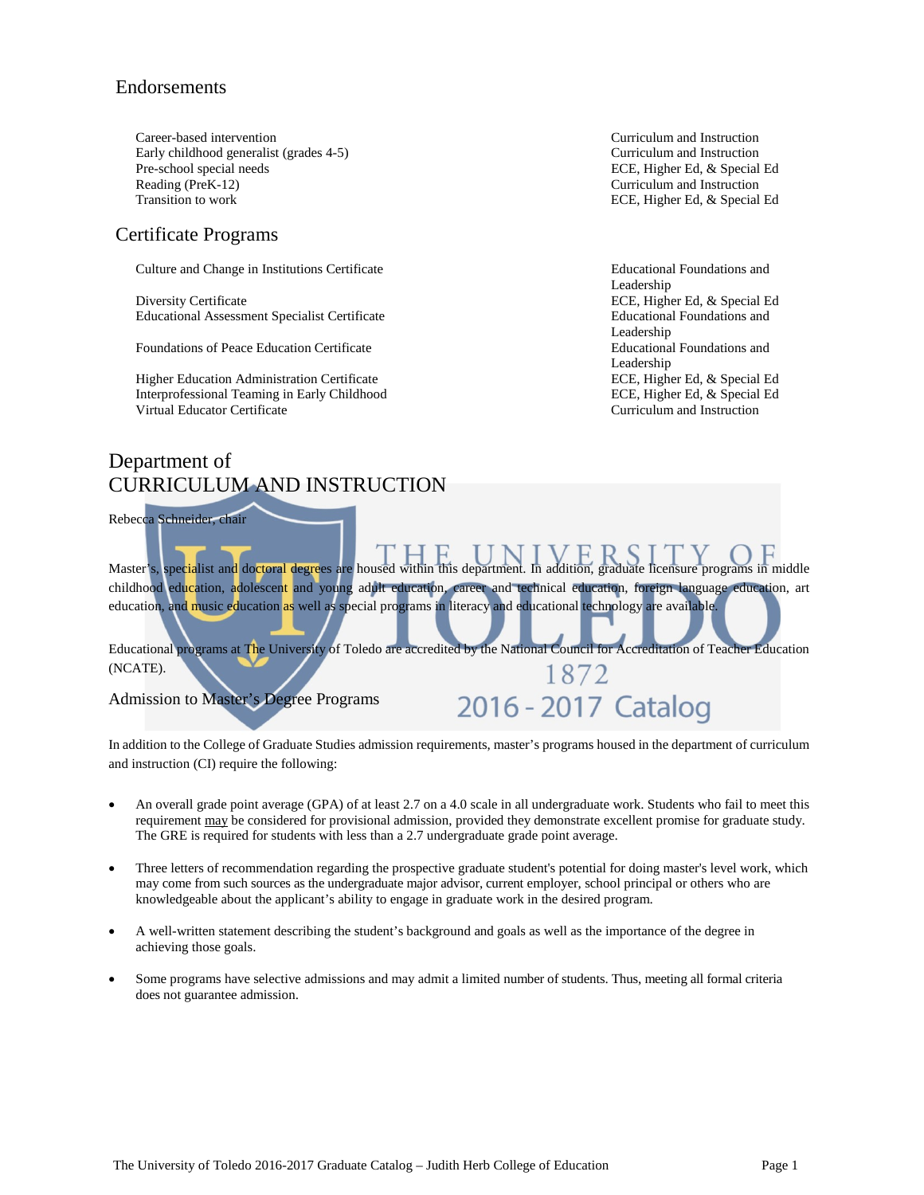## Endorsements

| | |
|---|---|
| Career-based intervention | Curriculum and Instruction |
| Early childhood generalist (grades 4-5) | Curriculum and Instruction |
| Pre-school special needs | ECE, Higher Ed, & Special Ed |
| Reading (PreK-12) | Curriculum and Instruction |
| Transition to work | ECE, Higher Ed, & Special Ed |

## Certificate Programs

| | |
|---|---|
| Culture and Change in Institutions Certificate | Educational Foundations and Leadership |
| Diversity Certificate | ECE, Higher Ed, & Special Ed |
| Educational Assessment Specialist Certificate | Educational Foundations and Leadership |
| Foundations of Peace Education Certificate | Educational Foundations and Leadership |
| Higher Education Administration Certificate | ECE, Higher Ed, & Special Ed |
| Interprofessional Teaming in Early Childhood | ECE, Higher Ed, & Special Ed |
| Virtual Educator Certificate | Curriculum and Instruction |

# Department of CURRICULUM AND INSTRUCTION

Rebecca Schneider, chair

Master's, specialist and doctoral degrees are housed within this department. In addition, graduate licensure programs in middle childhood education, adolescent and young adult education, career and technical education, foreign language education, art education, and music education as well as special programs in literacy and educational technology are available.

Educational programs at The University of Toledo are accredited by the National Council for Accreditation of Teacher Education (NCATE).

## Admission to Master's Degree Programs

In addition to the College of Graduate Studies admission requirements, master's programs housed in the department of curriculum and instruction (CI) require the following:

- An overall grade point average (GPA) of at least 2.7 on a 4.0 scale in all undergraduate work. Students who fail to meet this requirement may be considered for provisional admission, provided they demonstrate excellent promise for graduate study. The GRE is required for students with less than a 2.7 undergraduate grade point average.
- Three letters of recommendation regarding the prospective graduate student's potential for doing master's level work, which may come from such sources as the undergraduate major advisor, current employer, school principal or others who are knowledgeable about the applicant's ability to engage in graduate work in the desired program.
- A well-written statement describing the student's background and goals as well as the importance of the degree in achieving those goals.
- Some programs have selective admissions and may admit a limited number of students. Thus, meeting all formal criteria does not guarantee admission.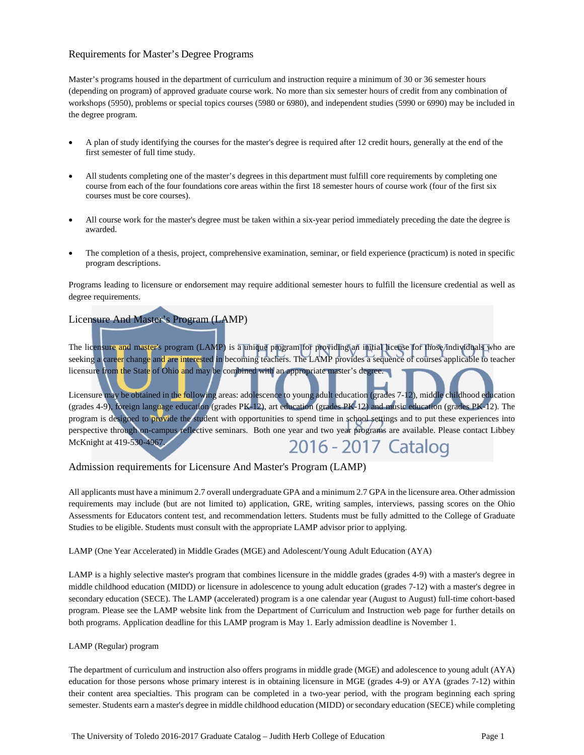## Requirements for Master's Degree Programs

Master's programs housed in the department of curriculum and instruction require a minimum of 30 or 36 semester hours (depending on program) of approved graduate course work. No more than six semester hours of credit from any combination of workshops (5950), problems or special topics courses (5980 or 6980), and independent studies (5990 or 6990) may be included in the degree program.

- A plan of study identifying the courses for the master's degree is required after 12 credit hours, generally at the end of the first semester of full time study.
- All students completing one of the master's degrees in this department must fulfill core requirements by completing one course from each of the four foundations core areas within the first 18 semester hours of course work (four of the first six courses must be core courses).
- All course work for the master's degree must be taken within a six-year period immediately preceding the date the degree is awarded.
- The completion of a thesis, project, comprehensive examination, seminar, or field experience (practicum) is noted in specific program descriptions.

Programs leading to licensure or endorsement may require additional semester hours to fulfill the licensure credential as well as degree requirements.

## Licensure And Master's Program (LAMP)

The licensure and master's program (LAMP) is a unique program for providing an initial license for those individuals who are seeking a career change and are interested in becoming teachers. The LAMP provides a sequence of courses applicable to teacher licensure from the State of Ohio and may be combined with an appropriate master's degree.

Licensure may be obtained in the following areas: adolescence to young adult education (grades 7-12), middle childhood education (grades 4-9), foreign language education (grades PK-12), art education (grades PK-12) and music education (grades PK-12). The program is designed to provide the student with opportunities to spend time in school settings and to put these experiences into perspective through on-campus reflective seminars. Both one year and two year programs are available. Please contact Libbey McKnight at 419-530-4967.

## Admission requirements for Licensure And Master's Program (LAMP)

All applicants must have a minimum 2.7 overall undergraduate GPA and a minimum 2.7 GPA in the licensure area. Other admission requirements may include (but are not limited to) application, GRE, writing samples, interviews, passing scores on the Ohio Assessments for Educators content test, and recommendation letters. Students must be fully admitted to the College of Graduate Studies to be eligible. Students must consult with the appropriate LAMP advisor prior to applying.

LAMP (One Year Accelerated) in Middle Grades (MGE) and Adolescent/Young Adult Education (AYA)

LAMP is a highly selective master's program that combines licensure in the middle grades (grades 4-9) with a master's degree in middle childhood education (MIDD) or licensure in adolescence to young adult education (grades 7-12) with a master's degree in secondary education (SECE). The LAMP (accelerated) program is a one calendar year (August to August) full-time cohort-based program. Please see the LAMP website link from the Department of Curriculum and Instruction web page for further details on both programs. Application deadline for this LAMP program is May 1. Early admission deadline is November 1.

LAMP (Regular) program

The department of curriculum and instruction also offers programs in middle grade (MGE) and adolescence to young adult (AYA) education for those persons whose primary interest is in obtaining licensure in MGE (grades 4-9) or AYA (grades 7-12) within their content area specialties. This program can be completed in a two-year period, with the program beginning each spring semester. Students earn a master's degree in middle childhood education (MIDD) or secondary education (SECE) while completing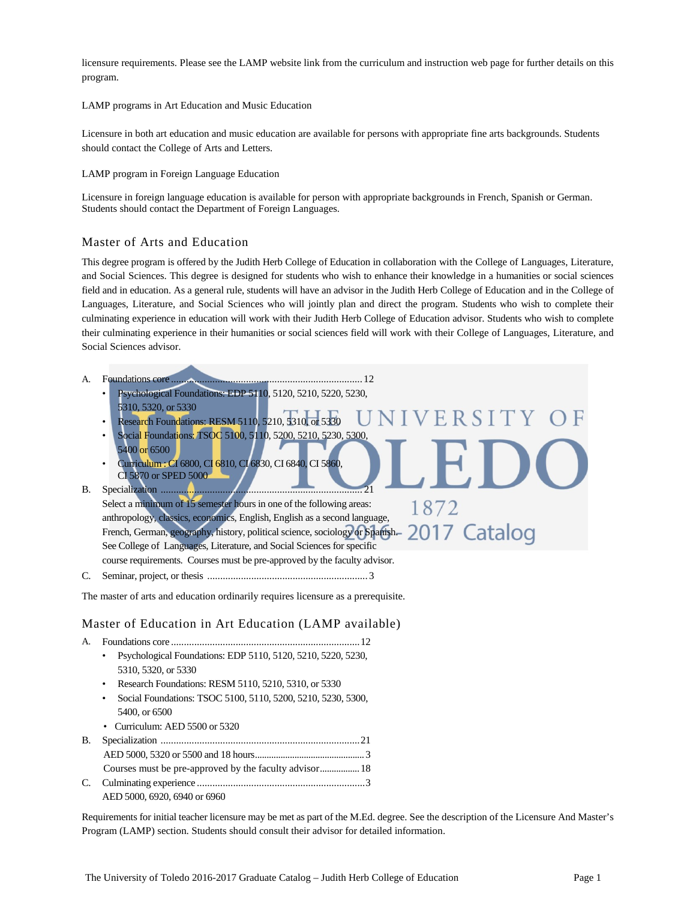licensure requirements. Please see the LAMP website link from the curriculum and instruction web page for further details on this program.

LAMP programs in Art Education and Music Education

Licensure in both art education and music education are available for persons with appropriate fine arts backgrounds. Students should contact the College of Arts and Letters.

LAMP program in Foreign Language Education

Licensure in foreign language education is available for person with appropriate backgrounds in French, Spanish or German. Students should contact the Department of Foreign Languages.

## Master of Arts and Education

This degree program is offered by the Judith Herb College of Education in collaboration with the College of Languages, Literature, and Social Sciences. This degree is designed for students who wish to enhance their knowledge in a humanities or social sciences field and in education. As a general rule, students will have an advisor in the Judith Herb College of Education and in the College of Languages, Literature, and Social Sciences who will jointly plan and direct the program. Students who wish to complete their culminating experience in education will work with their Judith Herb College of Education advisor. Students who wish to complete their culminating experience in their humanities or social sciences field will work with their College of Languages, Literature, and Social Sciences advisor.

A. Foundations core ........................................................................ 12
- Psychological Foundations: EDP 5110, 5120, 5210, 5220, 5230, 5310, 5320, or 5330
- Research Foundations: RESM 5110, 5210, 5310, or 5330
- Social Foundations: TSOC 5100, 5110, 5200, 5210, 5230, 5300, 5400 or 6500
- Curriculum : CI 6800, CI 6810, CI 6830, CI 6840, CI 5860, CI 5870 or SPED 5000

B. Specialization ........................................................................... 21
Select a minimum of 15 semester hours in one of the following areas: anthropology, classics, economics, English, English as a second language, French, German, geography, history, political science, sociology or Spanish. See College of Languages, Literature, and Social Sciences for specific course requirements. Courses must be pre-approved by the faculty advisor.

C. Seminar, project, or thesis ............................................................ 3

The master of arts and education ordinarily requires licensure as a prerequisite.

## Master of Education in Art Education (LAMP available)

A. Foundations core ........................................................................ 12
- Psychological Foundations: EDP 5110, 5120, 5210, 5220, 5230, 5310, 5320, or 5330
- Research Foundations: RESM 5110, 5210, 5310, or 5330
- Social Foundations: TSOC 5100, 5110, 5200, 5210, 5230, 5300, 5400, or 6500
- Curriculum: AED 5500 or 5320

B. Specialization ........................................................................... 21
AED 5000, 5320 or 5500 and 18 hours.............................................. 3
Courses must be pre-approved by the faculty advisor................. 18

C. Culminating experience ................................................................ 3
AED 5000, 6920, 6940 or 6960

Requirements for initial teacher licensure may be met as part of the M.Ed. degree. See the description of the Licensure And Master's Program (LAMP) section. Students should consult their advisor for detailed information.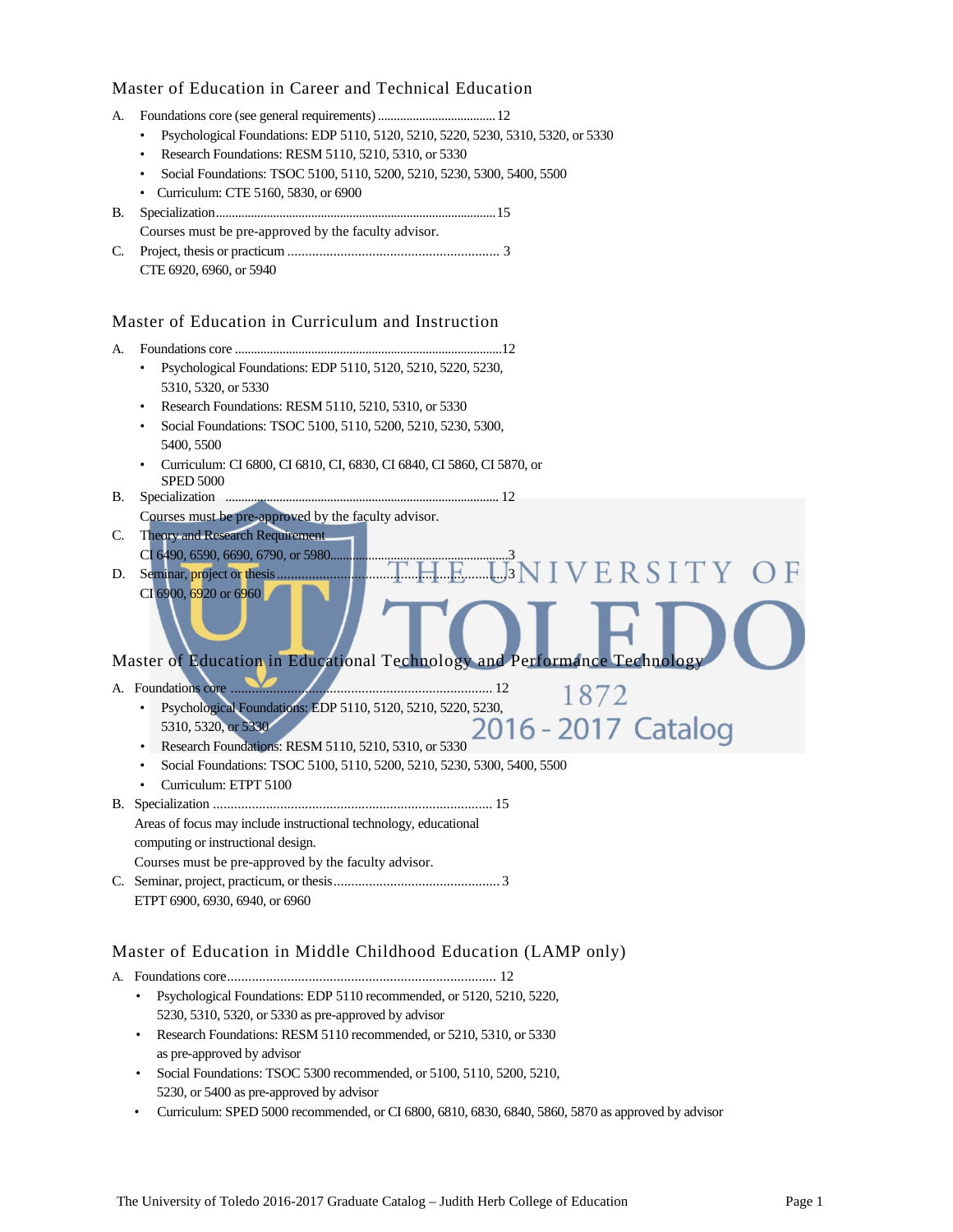## Master of Education in Career and Technical Education

A. Foundations core (see general requirements) ..................................... 12
   - Psychological Foundations: EDP 5110, 5120, 5210, 5220, 5230, 5310, 5320, or 5330
   - Research Foundations: RESM 5110, 5210, 5310, or 5330
   - Social Foundations: TSOC 5100, 5110, 5200, 5210, 5230, 5300, 5400, 5500
   - Curriculum: CTE 5160, 5830, or 6900

B. Specialization........................................................................................ 15
   Courses must be pre-approved by the faculty advisor.

C. Project, thesis or practicum ............................................................ 3
   CTE 6920, 6960, or 5940

## Master of Education in Curriculum and Instruction

A. Foundations core ....................................................................................12
   - Psychological Foundations: EDP 5110, 5120, 5210, 5220, 5230, 5310, 5320, or 5330
   - Research Foundations: RESM 5110, 5210, 5310, or 5330
   - Social Foundations: TSOC 5100, 5110, 5200, 5210, 5230, 5300, 5400, 5500
   - Curriculum: CI 6800, CI 6810, CI, 6830, CI 6840, CI 5860, CI 5870, or SPED 5000

B. Specialization ..................................................................................... 12
   Courses must be pre-approved by the faculty advisor.

C. Theory and Research Requirement
   CI 6490, 6590, 6690, 6790, or 5980.........................................................3

D. Seminar, project or thesis ......................................................................3
   CI 6900, 6920 or 6960

## Master of Education in Educational Technology and Performance Technology

A. Foundations core .......................................................................... 12
   - Psychological Foundations: EDP 5110, 5120, 5210, 5220, 5230, 5310, 5320, or 5330
   - Research Foundations: RESM 5110, 5210, 5310, or 5330
   - Social Foundations: TSOC 5100, 5110, 5200, 5210, 5230, 5300, 5400, 5500
   - Curriculum: ETPT 5100

B. Specialization .............................................................................. 15
   Areas of focus may include instructional technology, educational computing or instructional design.
   Courses must be pre-approved by the faculty advisor.

C. Seminar, project, practicum, or thesis............................................... 3
   ETPT 6900, 6930, 6940, or 6960

## Master of Education in Middle Childhood Education (LAMP only)

A. Foundations core........................................................................... 12
   - Psychological Foundations: EDP 5110 recommended, or 5120, 5210, 5220, 5230, 5310, 5320, or 5330 as pre-approved by advisor
   - Research Foundations: RESM 5110 recommended, or 5210, 5310, or 5330 as pre-approved by advisor
   - Social Foundations: TSOC 5300 recommended, or 5100, 5110, 5200, 5210, 5230, or 5400 as pre-approved by advisor
   - Curriculum: SPED 5000 recommended, or CI 6800, 6810, 6830, 6840, 5860, 5870 as approved by advisor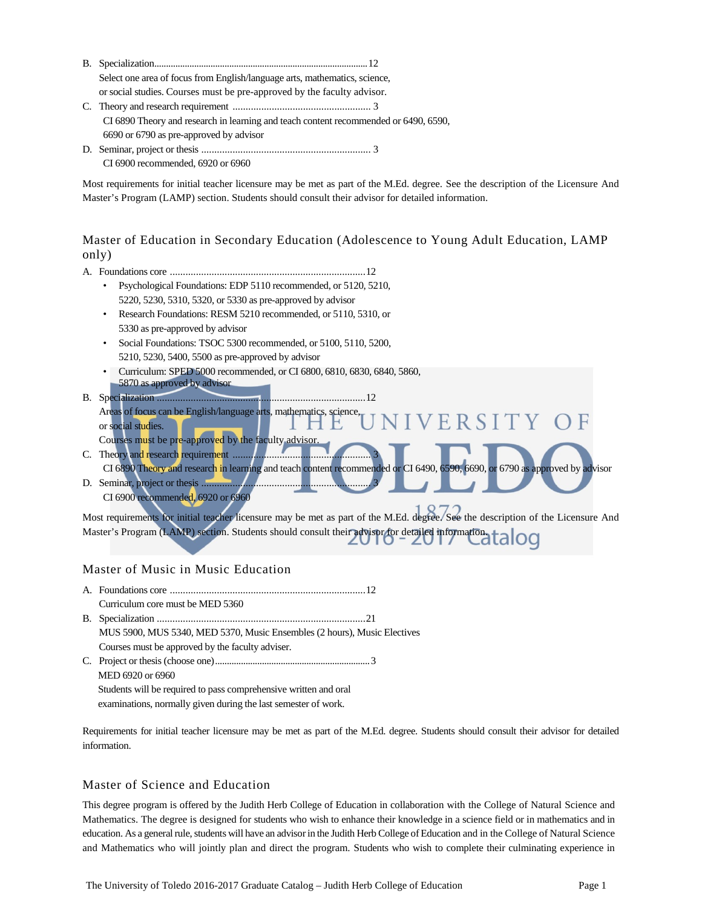B. Specialization...........................................................................................12

Select one area of focus from English/language arts, mathematics, science, or social studies. Courses must be pre-approved by the faculty advisor.

C. Theory and research requirement ..................................................... 3

CI 6890 Theory and research in learning and teach content recommended or 6490, 6590, 6690 or 6790 as pre-approved by advisor

D. Seminar, project or thesis ................................................................. 3

CI 6900 recommended, 6920 or 6960

Most requirements for initial teacher licensure may be met as part of the M.Ed. degree. See the description of the Licensure And Master's Program (LAMP) section. Students should consult their advisor for detailed information.

## Master of Education in Secondary Education (Adolescence to Young Adult Education, LAMP only)

A. Foundations core ..........................................................................12

- Psychological Foundations: EDP 5110 recommended, or 5120, 5210, 5220, 5230, 5310, 5320, or 5330 as pre-approved by advisor
- Research Foundations: RESM 5210 recommended, or 5110, 5310, or 5330 as pre-approved by advisor
- Social Foundations: TSOC 5300 recommended, or 5100, 5110, 5200, 5210, 5230, 5400, 5500 as pre-approved by advisor
- Curriculum: SPED 5000 recommended, or CI 6800, 6810, 6830, 6840, 5860, 5870 as approved by advisor

B. Specialization ...............................................................................12

Areas of focus can be English/language arts, mathematics, science, or social studies.

Courses must be pre-approved by the faculty advisor.

C. Theory and research requirement ..................................................... 3

CI 6890 Theory and research in learning and teach content recommended or CI 6490, 6590, 6690, or 6790 as approved by advisor

D. Seminar, project or thesis ................................................................. 3

CI 6900 recommended, 6920 or 6960

Most requirements for initial teacher licensure may be met as part of the M.Ed. degree. See the description of the Licensure And Master's Program (LAMP) section. Students should consult their advisor for detailed information.

## Master of Music in Music Education

A. Foundations core ..........................................................................12

Curriculum core must be MED 5360

B. Specialization ...............................................................................21

MUS 5900, MUS 5340, MED 5370, Music Ensembles (2 hours), Music Electives

Courses must be approved by the faculty adviser.

C. Project or thesis (choose one)................................................................3

MED 6920 or 6960

Students will be required to pass comprehensive written and oral examinations, normally given during the last semester of work.

Requirements for initial teacher licensure may be met as part of the M.Ed. degree. Students should consult their advisor for detailed information.

## Master of Science and Education

This degree program is offered by the Judith Herb College of Education in collaboration with the College of Natural Science and Mathematics. The degree is designed for students who wish to enhance their knowledge in a science field or in mathematics and in education. As a general rule, students will have an advisor in the Judith Herb College of Education and in the College of Natural Science and Mathematics who will jointly plan and direct the program. Students who wish to complete their culminating experience in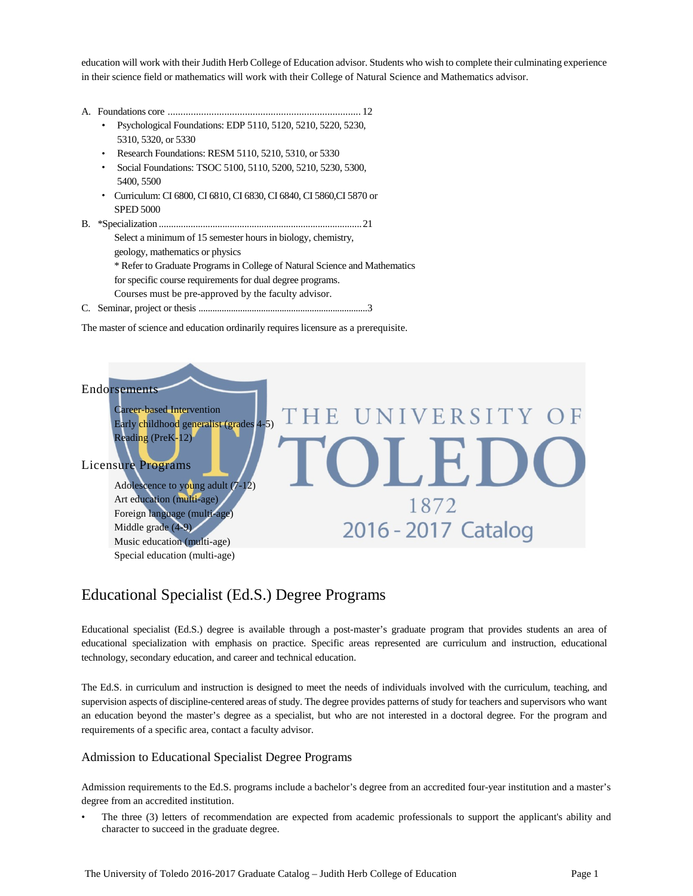education will work with their Judith Herb College of Education advisor. Students who wish to complete their culminating experience in their science field or mathematics will work with their College of Natural Science and Mathematics advisor.

A. Foundations core ........................................................................... 12
   - Psychological Foundations: EDP 5110, 5120, 5210, 5220, 5230, 5310, 5320, or 5330
   - Research Foundations: RESM 5110, 5210, 5310, or 5330
   - Social Foundations: TSOC 5100, 5110, 5200, 5210, 5230, 5300, 5400, 5500
   - Curriculum: CI 6800, CI 6810, CI 6830, CI 6840, CI 5860,CI 5870 or SPED 5000

B. *Specialization .................................................................................. 21
   Select a minimum of 15 semester hours in biology, chemistry, geology, mathematics or physics
   * Refer to Graduate Programs in College of Natural Science and Mathematics for specific course requirements for dual degree programs.
   Courses must be pre-approved by the faculty advisor.

C. Seminar, project or thesis .......................................................................3

The master of science and education ordinarily requires licensure as a prerequisite.

## Endorsements

- Career-based Intervention
- Early childhood generalist (grades 4-5)
- Reading (PreK-12)

## Licensure Programs

- Adolescence to young adult (7-12)
- Art education (multi-age)
- Foreign language (multi-age)
- Middle grade (4-9)
- Music education (multi-age)
- Special education (multi-age)

# Educational Specialist (Ed.S.) Degree Programs

Educational specialist (Ed.S.) degree is available through a post-master's graduate program that provides students an area of educational specialization with emphasis on practice. Specific areas represented are curriculum and instruction, educational technology, secondary education, and career and technical education.

The Ed.S. in curriculum and instruction is designed to meet the needs of individuals involved with the curriculum, teaching, and supervision aspects of discipline-centered areas of study. The degree provides patterns of study for teachers and supervisors who want an education beyond the master's degree as a specialist, but who are not interested in a doctoral degree. For the program and requirements of a specific area, contact a faculty advisor.

## Admission to Educational Specialist Degree Programs

Admission requirements to the Ed.S. programs include a bachelor's degree from an accredited four-year institution and a master's degree from an accredited institution.

- The three (3) letters of recommendation are expected from academic professionals to support the applicant's ability and character to succeed in the graduate degree.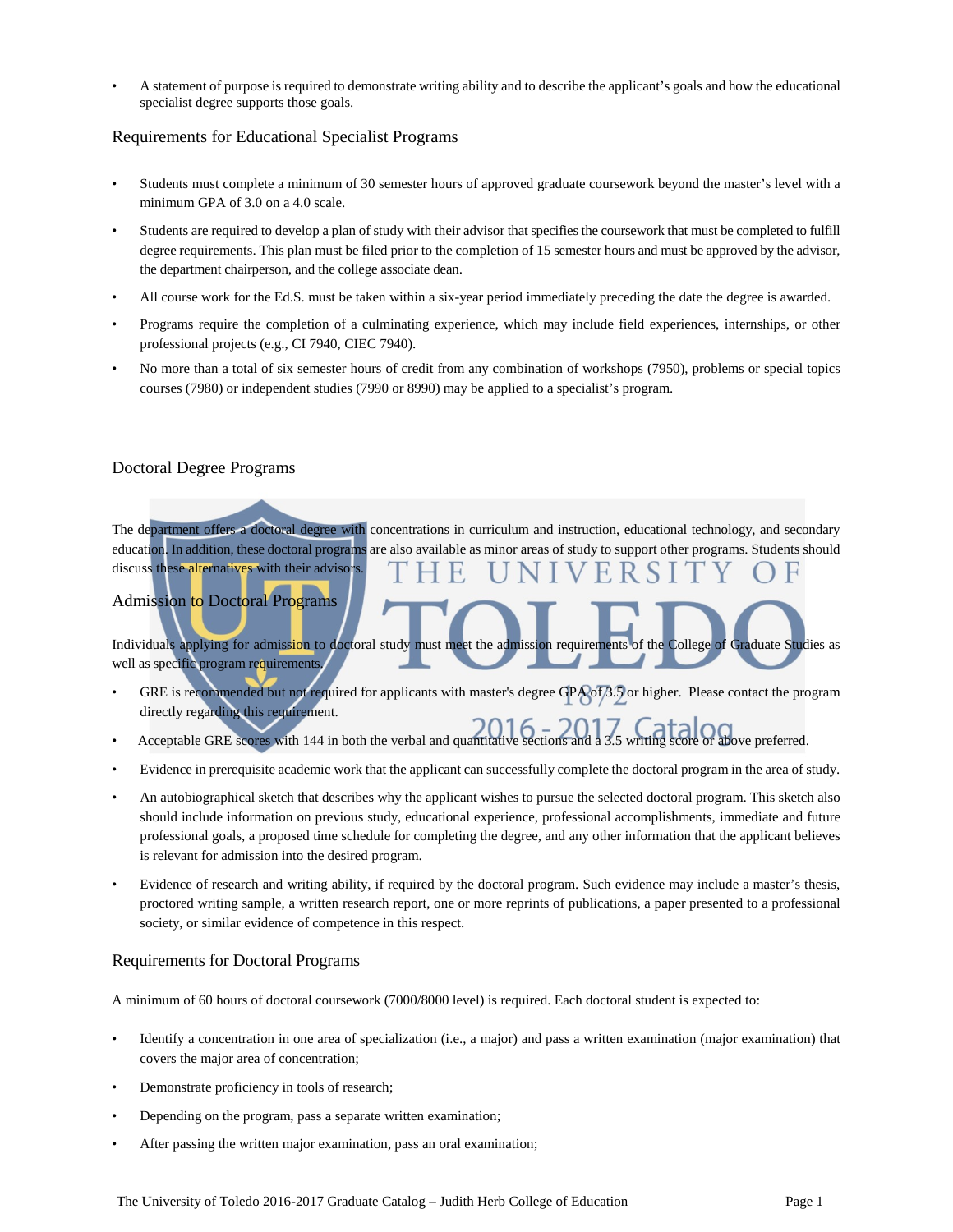- A statement of purpose is required to demonstrate writing ability and to describe the applicant's goals and how the educational specialist degree supports those goals.

## Requirements for Educational Specialist Programs

- Students must complete a minimum of 30 semester hours of approved graduate coursework beyond the master's level with a minimum GPA of 3.0 on a 4.0 scale.
- Students are required to develop a plan of study with their advisor that specifies the coursework that must be completed to fulfill degree requirements. This plan must be filed prior to the completion of 15 semester hours and must be approved by the advisor, the department chairperson, and the college associate dean.
- All course work for the Ed.S. must be taken within a six-year period immediately preceding the date the degree is awarded.
- Programs require the completion of a culminating experience, which may include field experiences, internships, or other professional projects (e.g., CI 7940, CIEC 7940).
- No more than a total of six semester hours of credit from any combination of workshops (7950), problems or special topics courses (7980) or independent studies (7990 or 8990) may be applied to a specialist's program.

## Doctoral Degree Programs

The department offers a doctoral degree with concentrations in curriculum and instruction, educational technology, and secondary education. In addition, these doctoral programs are also available as minor areas of study to support other programs. Students should discuss these alternatives with their advisors.

## Admission to Doctoral Programs

Individuals applying for admission to doctoral study must meet the admission requirements of the College of Graduate Studies as well as specific program requirements.

- GRE is recommended but not required for applicants with master's degree GPA of 3.5 or higher. Please contact the program directly regarding this requirement.
- Acceptable GRE scores with 144 in both the verbal and quantitative sections and a 3.5 writing score or above preferred.
- Evidence in prerequisite academic work that the applicant can successfully complete the doctoral program in the area of study.
- An autobiographical sketch that describes why the applicant wishes to pursue the selected doctoral program. This sketch also should include information on previous study, educational experience, professional accomplishments, immediate and future professional goals, a proposed time schedule for completing the degree, and any other information that the applicant believes is relevant for admission into the desired program.
- Evidence of research and writing ability, if required by the doctoral program. Such evidence may include a master's thesis, proctored writing sample, a written research report, one or more reprints of publications, a paper presented to a professional society, or similar evidence of competence in this respect.

## Requirements for Doctoral Programs

A minimum of 60 hours of doctoral coursework (7000/8000 level) is required. Each doctoral student is expected to:

- Identify a concentration in one area of specialization (i.e., a major) and pass a written examination (major examination) that covers the major area of concentration;
- Demonstrate proficiency in tools of research;
- Depending on the program, pass a separate written examination;
- After passing the written major examination, pass an oral examination;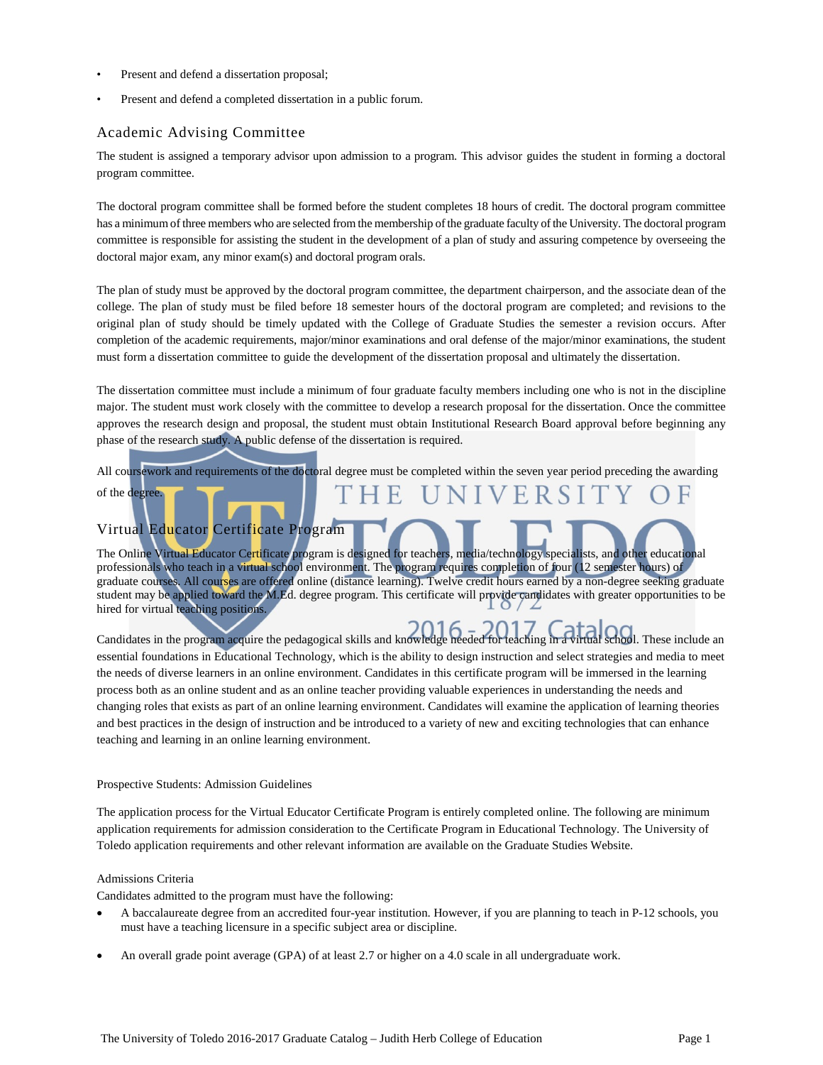- Present and defend a dissertation proposal;
- Present and defend a completed dissertation in a public forum.

## Academic Advising Committee

The student is assigned a temporary advisor upon admission to a program. This advisor guides the student in forming a doctoral program committee.

The doctoral program committee shall be formed before the student completes 18 hours of credit. The doctoral program committee has a minimum of three members who are selected from the membership of the graduate faculty of the University. The doctoral program committee is responsible for assisting the student in the development of a plan of study and assuring competence by overseeing the doctoral major exam, any minor exam(s) and doctoral program orals.

The plan of study must be approved by the doctoral program committee, the department chairperson, and the associate dean of the college. The plan of study must be filed before 18 semester hours of the doctoral program are completed; and revisions to the original plan of study should be timely updated with the College of Graduate Studies the semester a revision occurs. After completion of the academic requirements, major/minor examinations and oral defense of the major/minor examinations, the student must form a dissertation committee to guide the development of the dissertation proposal and ultimately the dissertation.

The dissertation committee must include a minimum of four graduate faculty members including one who is not in the discipline major. The student must work closely with the committee to develop a research proposal for the dissertation. Once the committee approves the research design and proposal, the student must obtain Institutional Research Board approval before beginning any phase of the research study. A public defense of the dissertation is required.

All coursework and requirements of the doctoral degree must be completed within the seven year period preceding the awarding of the degree.

## Virtual Educator Certificate Program

The Online Virtual Educator Certificate program is designed for teachers, media/technology specialists, and other educational professionals who teach in a virtual school environment. The program requires completion of four (12 semester hours) of graduate courses. All courses are offered online (distance learning). Twelve credit hours earned by a non-degree seeking graduate student may be applied toward the M.Ed. degree program. This certificate will provide candidates with greater opportunities to be hired for virtual teaching positions.

Candidates in the program acquire the pedagogical skills and knowledge needed for teaching in a virtual school. These include an essential foundations in Educational Technology, which is the ability to design instruction and select strategies and media to meet the needs of diverse learners in an online environment. Candidates in this certificate program will be immersed in the learning process both as an online student and as an online teacher providing valuable experiences in understanding the needs and changing roles that exists as part of an online learning environment. Candidates will examine the application of learning theories and best practices in the design of instruction and be introduced to a variety of new and exciting technologies that can enhance teaching and learning in an online learning environment.

Prospective Students: Admission Guidelines

The application process for the Virtual Educator Certificate Program is entirely completed online. The following are minimum application requirements for admission consideration to the Certificate Program in Educational Technology. The University of Toledo application requirements and other relevant information are available on the Graduate Studies Website.

Admissions Criteria

Candidates admitted to the program must have the following:

- A baccalaureate degree from an accredited four-year institution. However, if you are planning to teach in P-12 schools, you must have a teaching licensure in a specific subject area or discipline.
- An overall grade point average (GPA) of at least 2.7 or higher on a 4.0 scale in all undergraduate work.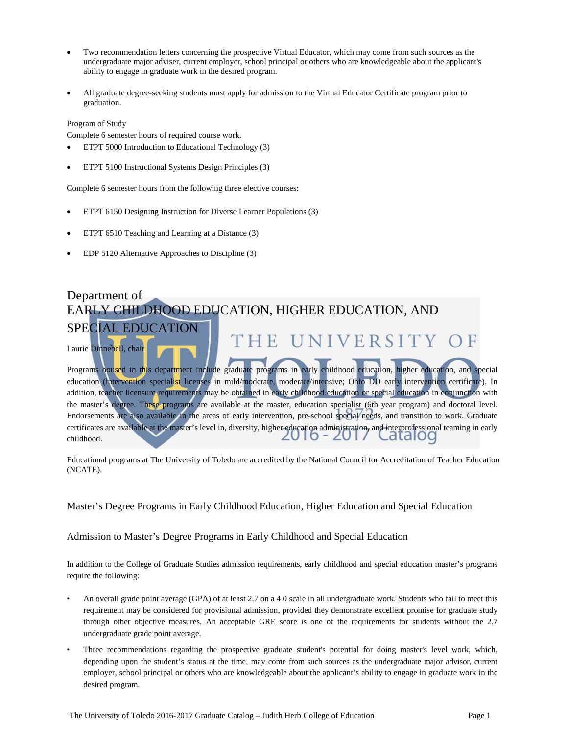- Two recommendation letters concerning the prospective Virtual Educator, which may come from such sources as the undergraduate major adviser, current employer, school principal or others who are knowledgeable about the applicant's ability to engage in graduate work in the desired program.

- All graduate degree-seeking students must apply for admission to the Virtual Educator Certificate program prior to graduation.

Program of Study

Complete 6 semester hours of required course work.

- ETPT 5000 Introduction to Educational Technology (3)

- ETPT 5100 Instructional Systems Design Principles (3)

Complete 6 semester hours from the following three elective courses:

- ETPT 6150 Designing Instruction for Diverse Learner Populations (3)

- ETPT 6510 Teaching and Learning at a Distance (3)

- EDP 5120 Alternative Approaches to Discipline (3)

# Department of EARLY CHILDHOOD EDUCATION, HIGHER EDUCATION, AND SPECIAL EDUCATION

Laurie Dinnebeil, chair

Programs housed in this department include graduate programs in early childhood education, higher education, and special education (intervention specialist licenses in mild/moderate, moderate/intensive; Ohio DD early intervention certificate). In addition, teacher licensure requirements may be obtained in early childhood education or special education in conjunction with the master's degree. These programs are available at the master, education specialist (6th year program) and doctoral level. Endorsements are also available in the areas of early intervention, pre-school special needs, and transition to work. Graduate certificates are available at the master's level in, diversity, higher education administration, and interprofessional teaming in early childhood.

Educational programs at The University of Toledo are accredited by the National Council for Accreditation of Teacher Education (NCATE).

## Master's Degree Programs in Early Childhood Education, Higher Education and Special Education

### Admission to Master's Degree Programs in Early Childhood and Special Education

In addition to the College of Graduate Studies admission requirements, early childhood and special education master's programs require the following:

- An overall grade point average (GPA) of at least 2.7 on a 4.0 scale in all undergraduate work. Students who fail to meet this requirement may be considered for provisional admission, provided they demonstrate excellent promise for graduate study through other objective measures. An acceptable GRE score is one of the requirements for students without the 2.7 undergraduate grade point average.
- Three recommendations regarding the prospective graduate student's potential for doing master's level work, which, depending upon the student's status at the time, may come from such sources as the undergraduate major advisor, current employer, school principal or others who are knowledgeable about the applicant's ability to engage in graduate work in the desired program.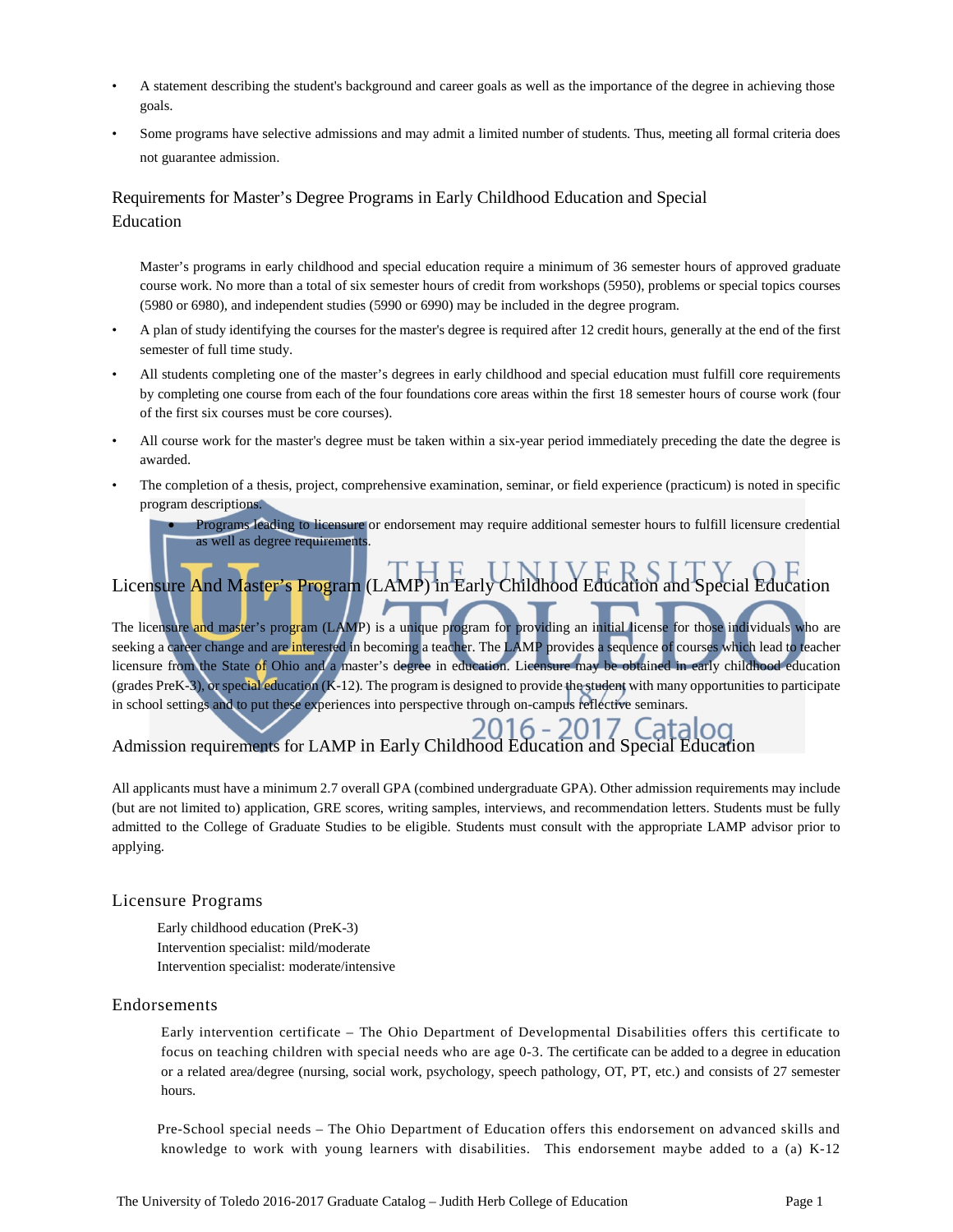- A statement describing the student's background and career goals as well as the importance of the degree in achieving those goals.
- Some programs have selective admissions and may admit a limited number of students. Thus, meeting all formal criteria does not guarantee admission.

## Requirements for Master's Degree Programs in Early Childhood Education and Special Education

Master's programs in early childhood and special education require a minimum of 36 semester hours of approved graduate course work. No more than a total of six semester hours of credit from workshops (5950), problems or special topics courses (5980 or 6980), and independent studies (5990 or 6990) may be included in the degree program.

- A plan of study identifying the courses for the master's degree is required after 12 credit hours, generally at the end of the first semester of full time study.
- All students completing one of the master's degrees in early childhood and special education must fulfill core requirements by completing one course from each of the four foundations core areas within the first 18 semester hours of course work (four of the first six courses must be core courses).
- All course work for the master's degree must be taken within a six-year period immediately preceding the date the degree is awarded.
- The completion of a thesis, project, comprehensive examination, seminar, or field experience (practicum) is noted in specific program descriptions.
  - Programs leading to licensure or endorsement may require additional semester hours to fulfill licensure credential as well as degree requirements.

## Licensure And Master's Program (LAMP) in Early Childhood Education and Special Education

The licensure and master's program (LAMP) is a unique program for providing an initial license for those individuals who are seeking a career change and are interested in becoming a teacher. The LAMP provides a sequence of courses which lead to teacher licensure from the State of Ohio and a master's degree in education. Licensure may be obtained in early childhood education (grades PreK-3), or special education (K-12). The program is designed to provide the student with many opportunities to participate in school settings and to put these experiences into perspective through on-campus reflective seminars.

## Admission requirements for LAMP in Early Childhood Education and Special Education

All applicants must have a minimum 2.7 overall GPA (combined undergraduate GPA). Other admission requirements may include (but are not limited to) application, GRE scores, writing samples, interviews, and recommendation letters. Students must be fully admitted to the College of Graduate Studies to be eligible. Students must consult with the appropriate LAMP advisor prior to applying.

### Licensure Programs

Early childhood education (PreK-3)
Intervention specialist: mild/moderate
Intervention specialist: moderate/intensive

### Endorsements

Early intervention certificate – The Ohio Department of Developmental Disabilities offers this certificate to focus on teaching children with special needs who are age 0-3. The certificate can be added to a degree in education or a related area/degree (nursing, social work, psychology, speech pathology, OT, PT, etc.) and consists of 27 semester hours.

Pre-School special needs – The Ohio Department of Education offers this endorsement on advanced skills and knowledge to work with young learners with disabilities. This endorsement maybe added to a (a) K-12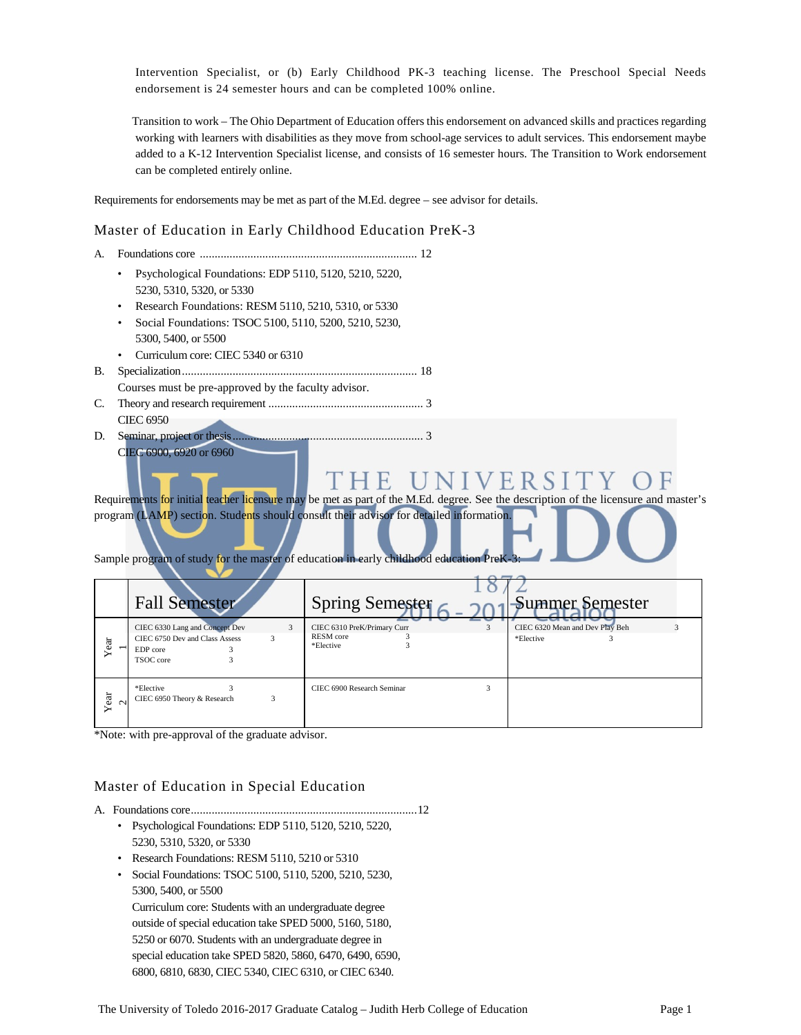Intervention Specialist, or (b) Early Childhood PK-3 teaching license. The Preschool Special Needs endorsement is 24 semester hours and can be completed 100% online.

Transition to work – The Ohio Department of Education offers this endorsement on advanced skills and practices regarding working with learners with disabilities as they move from school-age services to adult services. This endorsement maybe added to a K-12 Intervention Specialist license, and consists of 16 semester hours. The Transition to Work endorsement can be completed entirely online.

Requirements for endorsements may be met as part of the M.Ed. degree – see advisor for details.

## Master of Education in Early Childhood Education PreK-3

A. Foundations core ........................................................................ 12
- Psychological Foundations: EDP 5110, 5120, 5210, 5220, 5230, 5310, 5320, or 5330
- Research Foundations: RESM 5110, 5210, 5310, or 5330
- Social Foundations: TSOC 5100, 5110, 5200, 5210, 5230, 5300, 5400, or 5500
- Curriculum core: CIEC 5340 or 6310

B. Specialization.............................................................................. 18
Courses must be pre-approved by the faculty advisor.

C. Theory and research requirement .................................................... 3
CIEC 6950

D. Seminar, project or thesis................................................................ 3
CIEC 6900, 6920 or 6960

Requirements for initial teacher licensure may be met as part of the M.Ed. degree. See the description of the licensure and master's program (LAMP) section. Students should consult their advisor for detailed information.

Sample program of study for the master of education in early childhood education PreK-3:

| | Fall Semester | Spring Semester | Summer Semester |
|---|---|---|---|
| Year 1 | CIEC 6330 Lang and Concept Dev 3<br>CIEC 6750 Dev and Class Assess 3<br>EDP core 3<br>TSOC core 3 | CIEC 6310 PreK/Primary Curr 3<br>RESM core 3<br>*Elective 3 | CIEC 6320 Mean and Dev Play Beh 3<br>*Elective 3 |
| Year 2 | *Elective 3<br>CIEC 6950 Theory & Research 3 | CIEC 6900 Research Seminar 3 | |

*Note: with pre-approval of the graduate advisor.

## Master of Education in Special Education

A. Foundations core...........................................................................12
- Psychological Foundations: EDP 5110, 5120, 5210, 5220, 5230, 5310, 5320, or 5330
- Research Foundations: RESM 5110, 5210 or 5310
- Social Foundations: TSOC 5100, 5110, 5200, 5210, 5230, 5300, 5400, or 5500
  Curriculum core: Students with an undergraduate degree outside of special education take SPED 5000, 5160, 5180, 5250 or 6070. Students with an undergraduate degree in special education take SPED 5820, 5860, 6470, 6490, 6590, 6800, 6810, 6830, CIEC 5340, CIEC 6310, or CIEC 6340.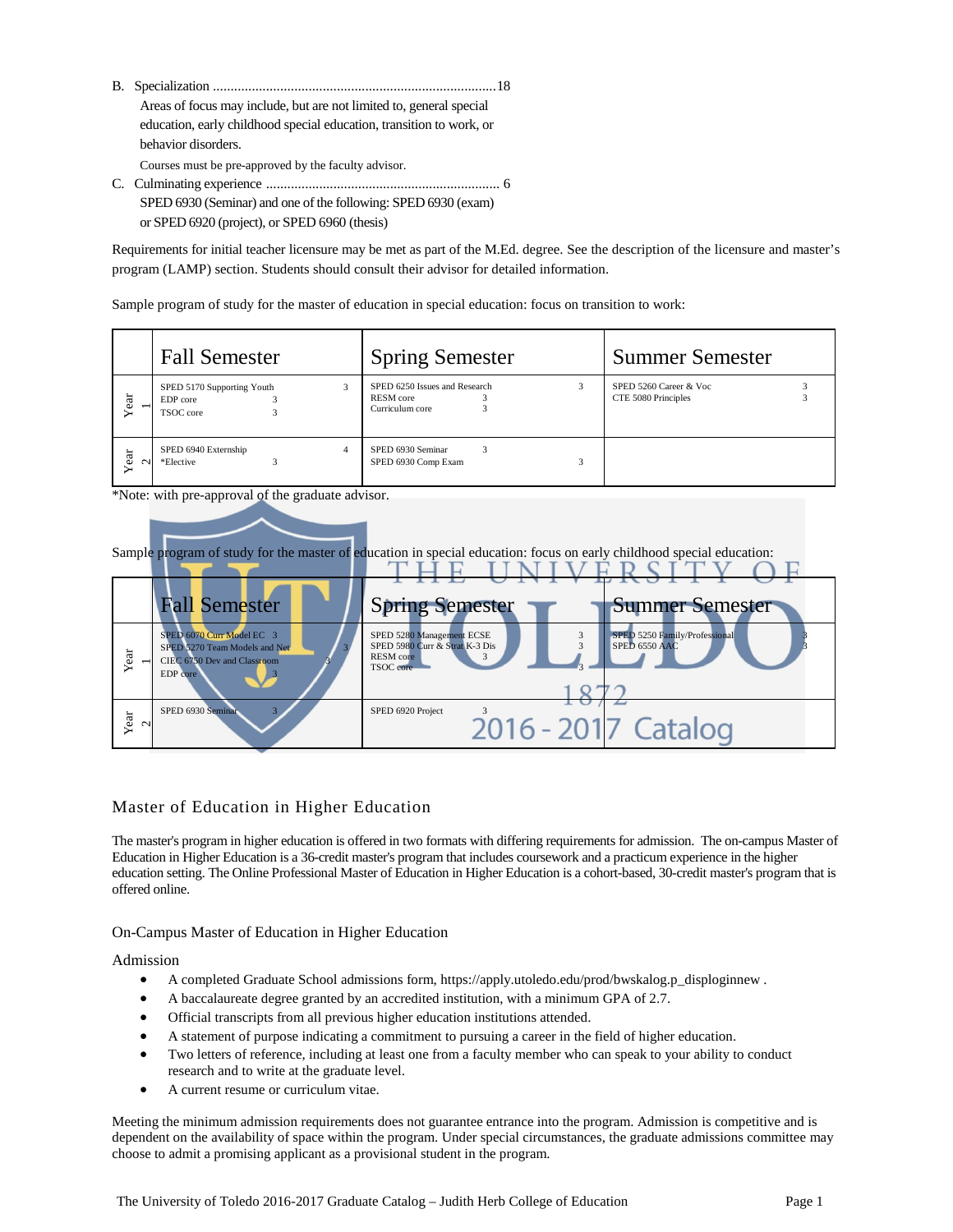B. Specialization ................................................................................18

Areas of focus may include, but are not limited to, general special education, early childhood special education, transition to work, or behavior disorders.

Courses must be pre-approved by the faculty advisor.

C. Culminating experience .................................................................. 6

SPED 6930 (Seminar) and one of the following: SPED 6930 (exam) or SPED 6920 (project), or SPED 6960 (thesis)

Requirements for initial teacher licensure may be met as part of the M.Ed. degree. See the description of the licensure and master's program (LAMP) section. Students should consult their advisor for detailed information.

Sample program of study for the master of education in special education: focus on transition to work:

| | Fall Semester | Spring Semester | Summer Semester |
|---|---|---|---|
| Year 1 | SPED 5170 Supporting Youth 3<br>EDP core 3<br>TSOC core 3 | SPED 6250 Issues and Research 3<br>RESM core 3<br>Curriculum core 3 | SPED 5260 Career & Voc 3<br>CTE 5080 Principles 3 |
| Year 2 | SPED 6940 Externship 4<br>*Elective 3 | SPED 6930 Seminar 3<br>SPED 6930 Comp Exam 3 | |

*Note: with pre-approval of the graduate advisor.

Sample program of study for the master of education in special education: focus on early childhood special education:

| | Fall Semester | Spring Semester | Summer Semester |
|---|---|---|---|
| Year 1 | SPED 6070 Curr Model EC 3<br>SPED 5270 Team Models and Net 3<br>CIEC 6750 Dev and Classroom 3<br>EDP core 3 | SPED 5280 Management ECSE 3<br>SPED 5980 Curr & Strat K-3 Dis 3<br>RESM core 3<br>TSOC core 3 | SPED 5250 Family/Professional 3<br>SPED 6550 AAC 3 |
| Year 2 | SPED 6930 Seminar 3 | SPED 6920 Project 3 | |

## Master of Education in Higher Education

The master's program in higher education is offered in two formats with differing requirements for admission. The on-campus Master of Education in Higher Education is a 36-credit master's program that includes coursework and a practicum experience in the higher education setting. The Online Professional Master of Education in Higher Education is a cohort-based, 30-credit master's program that is offered online.

### On-Campus Master of Education in Higher Education

#### Admission

- A completed Graduate School admissions form, https://apply.utoledo.edu/prod/bwskalog.p_disploginnew .
- A baccalaureate degree granted by an accredited institution, with a minimum GPA of 2.7.
- Official transcripts from all previous higher education institutions attended.
- A statement of purpose indicating a commitment to pursuing a career in the field of higher education.
- Two letters of reference, including at least one from a faculty member who can speak to your ability to conduct research and to write at the graduate level.
- A current resume or curriculum vitae.

Meeting the minimum admission requirements does not guarantee entrance into the program. Admission is competitive and is dependent on the availability of space within the program. Under special circumstances, the graduate admissions committee may choose to admit a promising applicant as a provisional student in the program.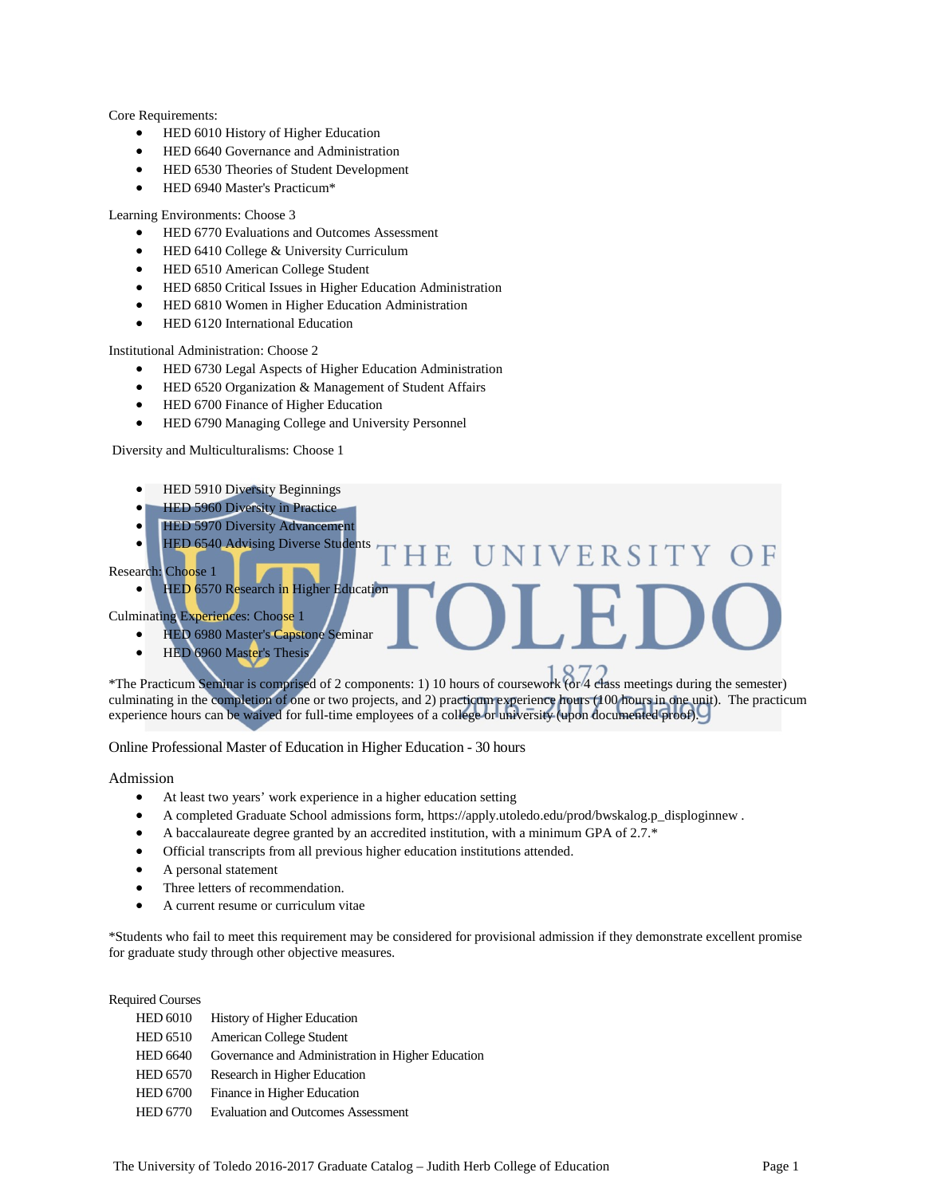Core Requirements:

- HED 6010 History of Higher Education
- HED 6640 Governance and Administration
- HED 6530 Theories of Student Development
- HED 6940 Master's Practicum*

Learning Environments: Choose 3

- HED 6770 Evaluations and Outcomes Assessment
- HED 6410 College & University Curriculum
- HED 6510 American College Student
- HED 6850 Critical Issues in Higher Education Administration
- HED 6810 Women in Higher Education Administration
- HED 6120 International Education

Institutional Administration: Choose 2

- HED 6730 Legal Aspects of Higher Education Administration
- HED 6520 Organization & Management of Student Affairs
- HED 6700 Finance of Higher Education
- HED 6790 Managing College and University Personnel

Diversity and Multiculturalisms: Choose 1

- HED 5910 Diversity Beginnings
- HED 5960 Diversity in Practice
- HED 5970 Diversity Advancement
- HED 6540 Advising Diverse Students

Research: Choose 1

- HED 6570 Research in Higher Education

Culminating Experiences: Choose 1

- HED 6980 Master's Capstone Seminar
- HED 6960 Master's Thesis

*The Practicum Seminar is comprised of 2 components: 1) 10 hours of coursework (or 4 class meetings during the semester) culminating in the completion of one or two projects, and 2) practicum experience hours (100 hours in one unit). The practicum experience hours can be waived for full-time employees of a college or university (upon documented proof).

## Online Professional Master of Education in Higher Education - 30 hours

### Admission

- At least two years' work experience in a higher education setting
- A completed Graduate School admissions form, https://apply.utoledo.edu/prod/bwskalog.p_disploginnew .
- A baccalaureate degree granted by an accredited institution, with a minimum GPA of 2.7.*
- Official transcripts from all previous higher education institutions attended.
- A personal statement
- Three letters of recommendation.
- A current resume or curriculum vitae

*Students who fail to meet this requirement may be considered for provisional admission if they demonstrate excellent promise for graduate study through other objective measures.

Required Courses

| | |
|---|---|
| HED 6010 | History of Higher Education |
| HED 6510 | American College Student |
| HED 6640 | Governance and Administration in Higher Education |
| HED 6570 | Research in Higher Education |
| HED 6700 | Finance in Higher Education |
| HED 6770 | Evaluation and Outcomes Assessment |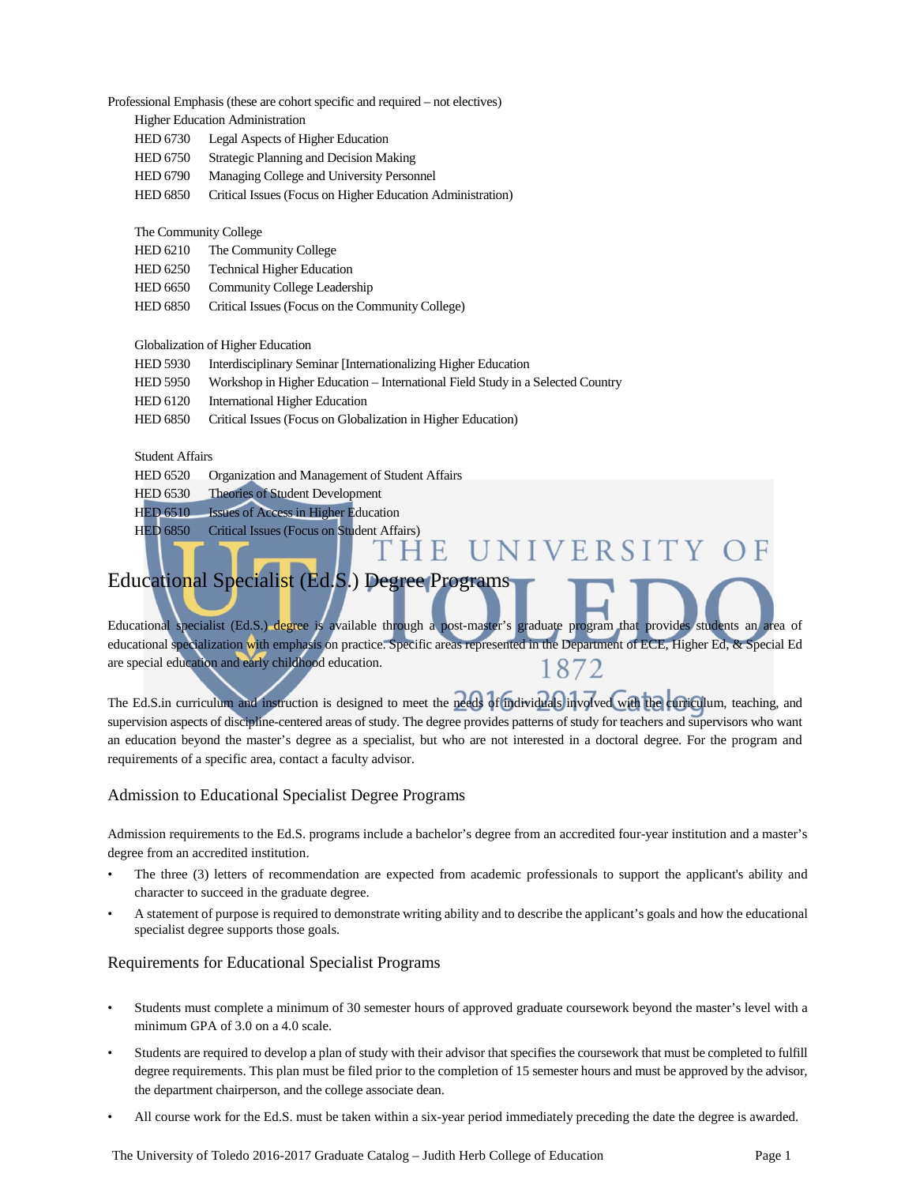Professional Emphasis (these are cohort specific and required – not electives)

Higher Education Administration

| | |
|---|---|
| HED 6730 | Legal Aspects of Higher Education |
| HED 6750 | Strategic Planning and Decision Making |
| HED 6790 | Managing College and University Personnel |
| HED 6850 | Critical Issues (Focus on Higher Education Administration) |

The Community College

| | |
|---|---|
| HED 6210 | The Community College |
| HED 6250 | Technical Higher Education |
| HED 6650 | Community College Leadership |
| HED 6850 | Critical Issues (Focus on the Community College) |

Globalization of Higher Education

| | |
|---|---|
| HED 5930 | Interdisciplinary Seminar [Internationalizing Higher Education |
| HED 5950 | Workshop in Higher Education – International Field Study in a Selected Country |
| HED 6120 | International Higher Education |
| HED 6850 | Critical Issues (Focus on Globalization in Higher Education) |

Student Affairs

| | |
|---|---|
| HED 6520 | Organization and Management of Student Affairs |
| HED 6530 | Theories of Student Development |
| HED 6510 | Issues of Access in Higher Education |
| HED 6850 | Critical Issues (Focus on Student Affairs) |

# Educational Specialist (Ed.S.) Degree Programs

Educational specialist (Ed.S.) degree is available through a post-master's graduate program that provides students an area of educational specialization with emphasis on practice. Specific areas represented in the Department of ECE, Higher Ed, & Special Ed are special education and early childhood education.

The Ed.S.in curriculum and instruction is designed to meet the needs of individuals involved with the curriculum, teaching, and supervision aspects of discipline-centered areas of study. The degree provides patterns of study for teachers and supervisors who want an education beyond the master's degree as a specialist, but who are not interested in a doctoral degree. For the program and requirements of a specific area, contact a faculty advisor.

## Admission to Educational Specialist Degree Programs

Admission requirements to the Ed.S. programs include a bachelor's degree from an accredited four-year institution and a master's degree from an accredited institution.

- The three (3) letters of recommendation are expected from academic professionals to support the applicant's ability and character to succeed in the graduate degree.
- A statement of purpose is required to demonstrate writing ability and to describe the applicant's goals and how the educational specialist degree supports those goals.

## Requirements for Educational Specialist Programs

- Students must complete a minimum of 30 semester hours of approved graduate coursework beyond the master's level with a minimum GPA of 3.0 on a 4.0 scale.
- Students are required to develop a plan of study with their advisor that specifies the coursework that must be completed to fulfill degree requirements. This plan must be filed prior to the completion of 15 semester hours and must be approved by the advisor, the department chairperson, and the college associate dean.
- All course work for the Ed.S. must be taken within a six-year period immediately preceding the date the degree is awarded.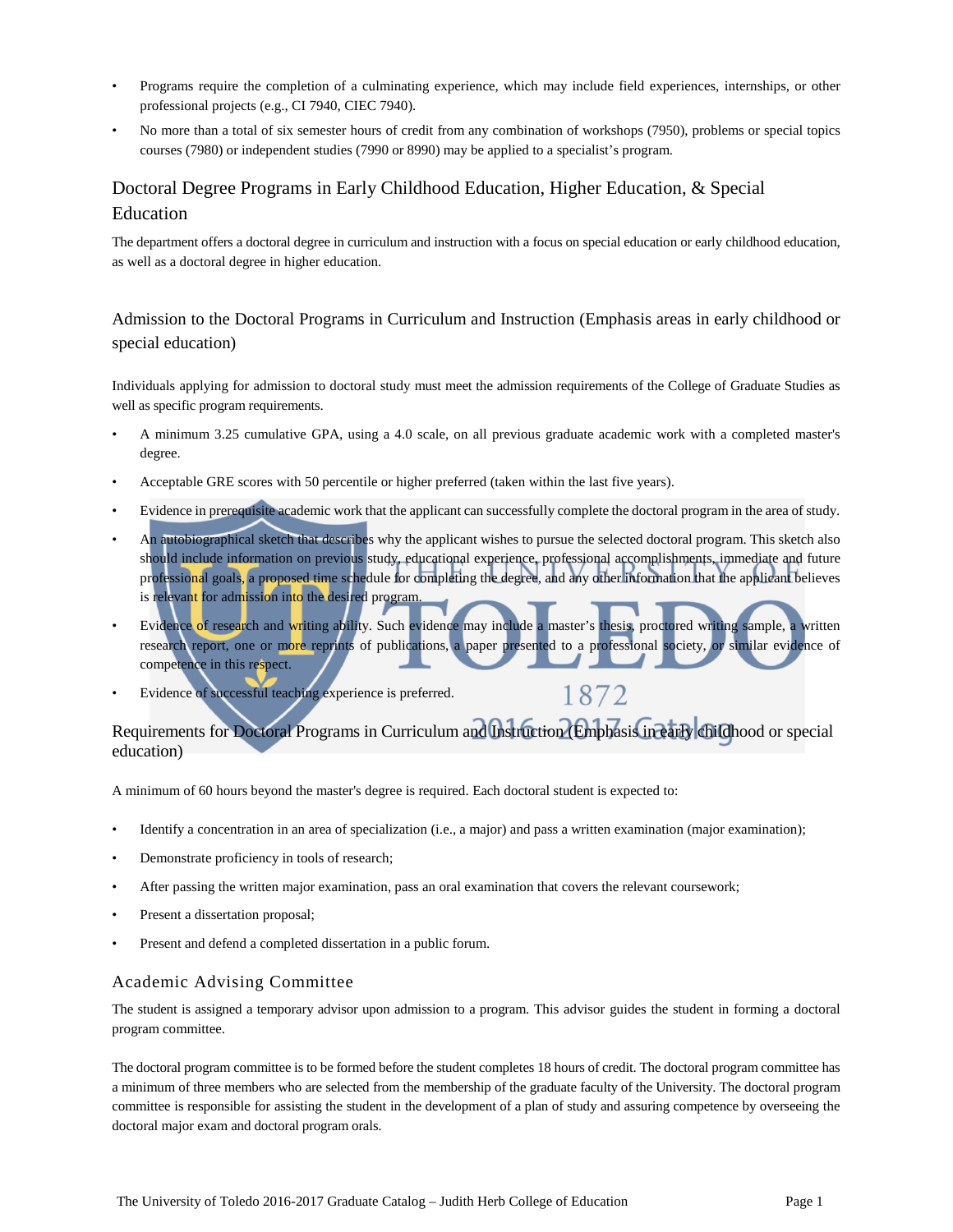- Programs require the completion of a culminating experience, which may include field experiences, internships, or other professional projects (e.g., CI 7940, CIEC 7940).
- No more than a total of six semester hours of credit from any combination of workshops (7950), problems or special topics courses (7980) or independent studies (7990 or 8990) may be applied to a specialist's program.

## Doctoral Degree Programs in Early Childhood Education, Higher Education, & Special Education

The department offers a doctoral degree in curriculum and instruction with a focus on special education or early childhood education, as well as a doctoral degree in higher education.

### Admission to the Doctoral Programs in Curriculum and Instruction (Emphasis areas in early childhood or special education)

Individuals applying for admission to doctoral study must meet the admission requirements of the College of Graduate Studies as well as specific program requirements.

- A minimum 3.25 cumulative GPA, using a 4.0 scale, on all previous graduate academic work with a completed master's degree.
- Acceptable GRE scores with 50 percentile or higher preferred (taken within the last five years).
- Evidence in prerequisite academic work that the applicant can successfully complete the doctoral program in the area of study.
- An autobiographical sketch that describes why the applicant wishes to pursue the selected doctoral program. This sketch also should include information on previous study, educational experience, professional accomplishments, immediate and future professional goals, a proposed time schedule for completing the degree, and any other information that the applicant believes is relevant for admission into the desired program.
- Evidence of research and writing ability. Such evidence may include a master's thesis, proctored writing sample, a written research report, one or more reprints of publications, a paper presented to a professional society, or similar evidence of competence in this respect.
- Evidence of successful teaching experience is preferred.

### Requirements for Doctoral Programs in Curriculum and Instruction (Emphasis in early childhood or special education)

A minimum of 60 hours beyond the master's degree is required. Each doctoral student is expected to:

- Identify a concentration in an area of specialization (i.e., a major) and pass a written examination (major examination);
- Demonstrate proficiency in tools of research;
- After passing the written major examination, pass an oral examination that covers the relevant coursework;
- Present a dissertation proposal;
- Present and defend a completed dissertation in a public forum.

### Academic Advising Committee

The student is assigned a temporary advisor upon admission to a program. This advisor guides the student in forming a doctoral program committee.

The doctoral program committee is to be formed before the student completes 18 hours of credit. The doctoral program committee has a minimum of three members who are selected from the membership of the graduate faculty of the University. The doctoral program committee is responsible for assisting the student in the development of a plan of study and assuring competence by overseeing the doctoral major exam and doctoral program orals.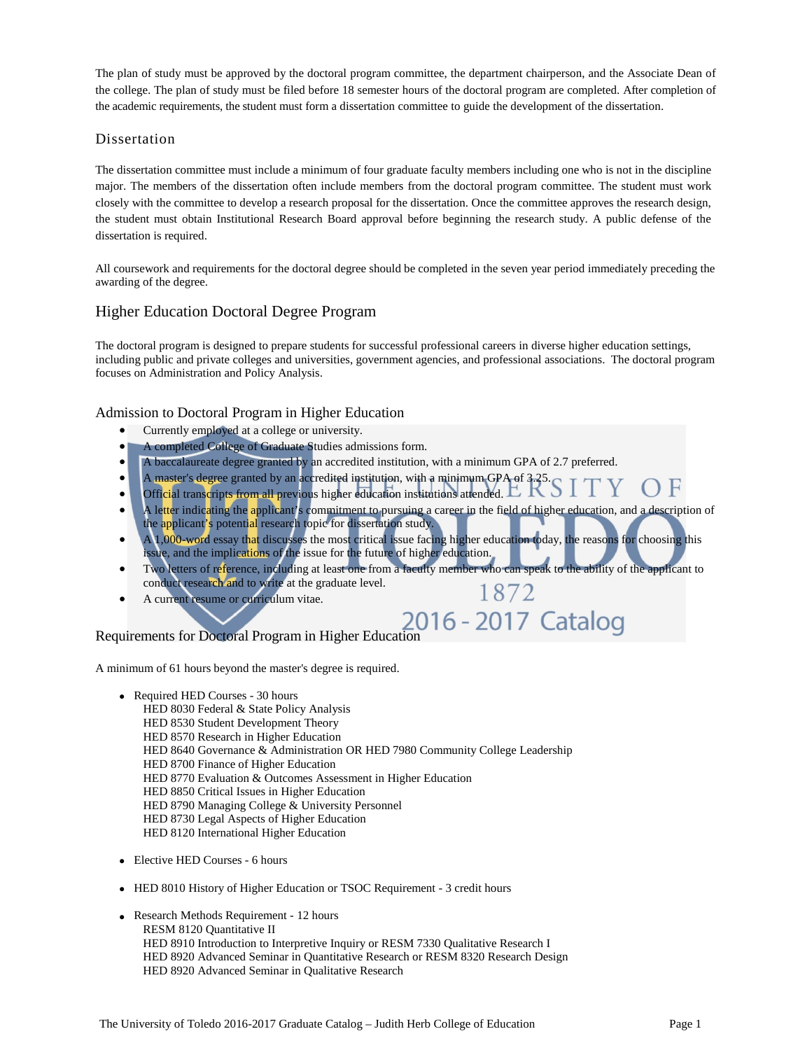The plan of study must be approved by the doctoral program committee, the department chairperson, and the Associate Dean of the college. The plan of study must be filed before 18 semester hours of the doctoral program are completed. After completion of the academic requirements, the student must form a dissertation committee to guide the development of the dissertation.

## Dissertation

The dissertation committee must include a minimum of four graduate faculty members including one who is not in the discipline major. The members of the dissertation often include members from the doctoral program committee. The student must work closely with the committee to develop a research proposal for the dissertation. Once the committee approves the research design, the student must obtain Institutional Research Board approval before beginning the research study. A public defense of the dissertation is required.

All coursework and requirements for the doctoral degree should be completed in the seven year period immediately preceding the awarding of the degree.

## Higher Education Doctoral Degree Program

The doctoral program is designed to prepare students for successful professional careers in diverse higher education settings, including public and private colleges and universities, government agencies, and professional associations. The doctoral program focuses on Administration and Policy Analysis.

### Admission to Doctoral Program in Higher Education

- Currently employed at a college or university.
- A completed College of Graduate Studies admissions form.
- A baccalaureate degree granted by an accredited institution, with a minimum GPA of 2.7 preferred.
- A master's degree granted by an accredited institution, with a minimum GPA of 3.25.
- Official transcripts from all previous higher education institutions attended.
- A letter indicating the applicant's commitment to pursuing a career in the field of higher education, and a description of the applicant's potential research topic for dissertation study.
- A 1,000-word essay that discusses the most critical issue facing higher education today, the reasons for choosing this issue, and the implications of the issue for the future of higher education.
- Two letters of reference, including at least one from a faculty member who can speak to the ability of the applicant to conduct research and to write at the graduate level.
- A current resume or curriculum vitae.

### Requirements for Doctoral Program in Higher Education

A minimum of 61 hours beyond the master's degree is required.

- Required HED Courses - 30 hours
  HED 8030 Federal & State Policy Analysis
  HED 8530 Student Development Theory
  HED 8570 Research in Higher Education
  HED 8640 Governance & Administration OR HED 7980 Community College Leadership
  HED 8700 Finance of Higher Education
  HED 8770 Evaluation & Outcomes Assessment in Higher Education
  HED 8850 Critical Issues in Higher Education
  HED 8790 Managing College & University Personnel
  HED 8730 Legal Aspects of Higher Education
  HED 8120 International Higher Education

- Elective HED Courses - 6 hours

- HED 8010 History of Higher Education or TSOC Requirement - 3 credit hours

- Research Methods Requirement - 12 hours
  RESM 8120 Quantitative II
  HED 8910 Introduction to Interpretive Inquiry or RESM 7330 Qualitative Research I
  HED 8920 Advanced Seminar in Quantitative Research or RESM 8320 Research Design
  HED 8920 Advanced Seminar in Qualitative Research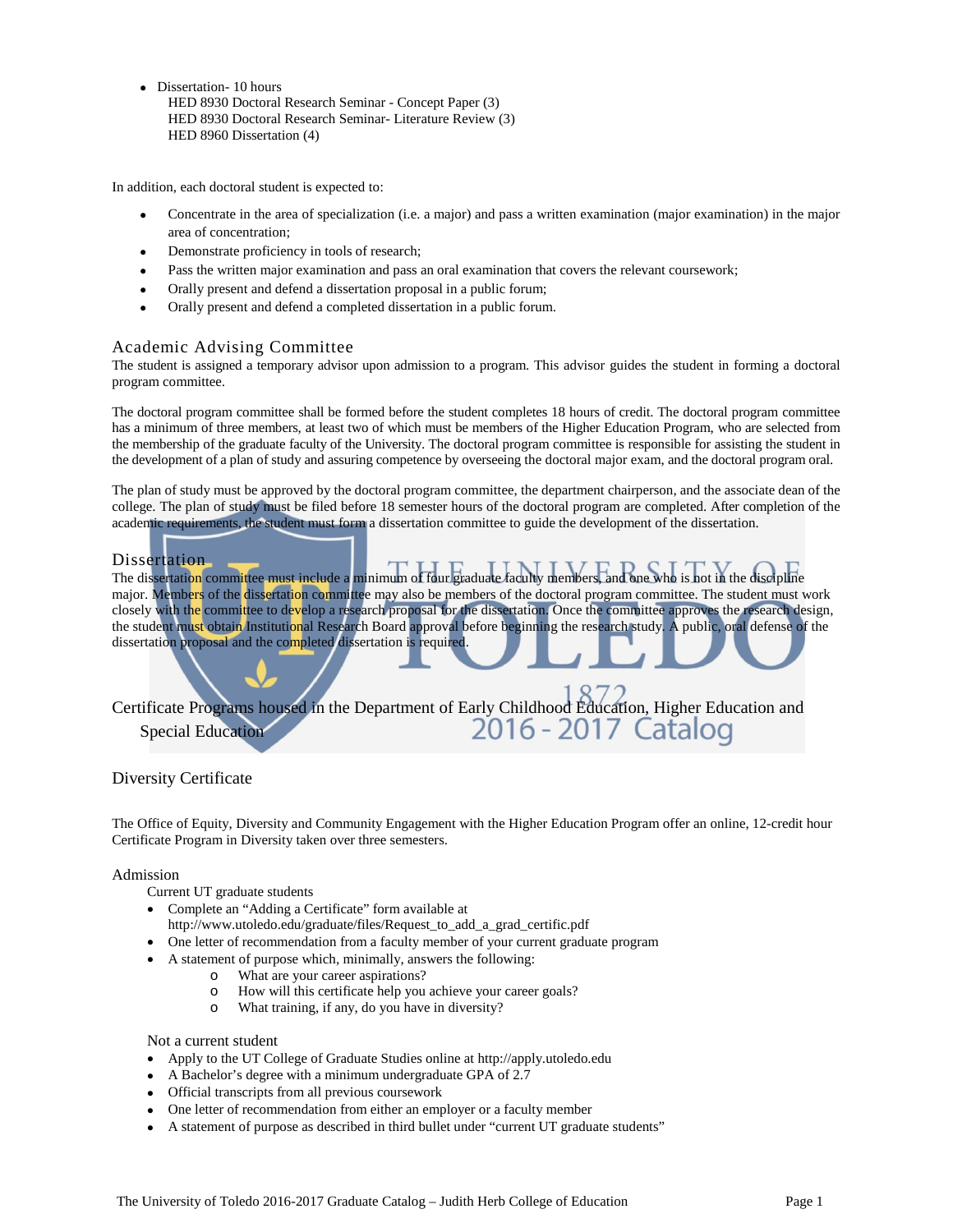- Dissertation- 10 hours
  HED 8930 Doctoral Research Seminar - Concept Paper (3)
  HED 8930 Doctoral Research Seminar- Literature Review (3)
  HED 8960 Dissertation (4)

In addition, each doctoral student is expected to:

- Concentrate in the area of specialization (i.e. a major) and pass a written examination (major examination) in the major area of concentration;
- Demonstrate proficiency in tools of research;
- Pass the written major examination and pass an oral examination that covers the relevant coursework;
- Orally present and defend a dissertation proposal in a public forum;
- Orally present and defend a completed dissertation in a public forum.

## Academic Advising Committee

The student is assigned a temporary advisor upon admission to a program. This advisor guides the student in forming a doctoral program committee.

The doctoral program committee shall be formed before the student completes 18 hours of credit. The doctoral program committee has a minimum of three members, at least two of which must be members of the Higher Education Program, who are selected from the membership of the graduate faculty of the University. The doctoral program committee is responsible for assisting the student in the development of a plan of study and assuring competence by overseeing the doctoral major exam, and the doctoral program oral.

The plan of study must be approved by the doctoral program committee, the department chairperson, and the associate dean of the college. The plan of study must be filed before 18 semester hours of the doctoral program are completed. After completion of the academic requirements, the student must form a dissertation committee to guide the development of the dissertation.

## Dissertation

The dissertation committee must include a minimum of four graduate faculty members, and one who is not in the discipline major. Members of the dissertation committee may also be members of the doctoral program committee. The student must work closely with the committee to develop a research proposal for the dissertation. Once the committee approves the research design, the student must obtain Institutional Research Board approval before beginning the research study. A public, oral defense of the dissertation proposal and the completed dissertation is required.

# Certificate Programs housed in the Department of Early Childhood Education, Higher Education and Special Education

## Diversity Certificate

The Office of Equity, Diversity and Community Engagement with the Higher Education Program offer an online, 12-credit hour Certificate Program in Diversity taken over three semesters.

### Admission

Current UT graduate students

- Complete an "Adding a Certificate" form available at http://www.utoledo.edu/graduate/files/Request_to_add_a_grad_certific.pdf
- One letter of recommendation from a faculty member of your current graduate program
- A statement of purpose which, minimally, answers the following:
  - What are your career aspirations?
  - How will this certificate help you achieve your career goals?
  - What training, if any, do you have in diversity?

Not a current student

- Apply to the UT College of Graduate Studies online at http://apply.utoledo.edu
- A Bachelor's degree with a minimum undergraduate GPA of 2.7
- Official transcripts from all previous coursework
- One letter of recommendation from either an employer or a faculty member
- A statement of purpose as described in third bullet under "current UT graduate students"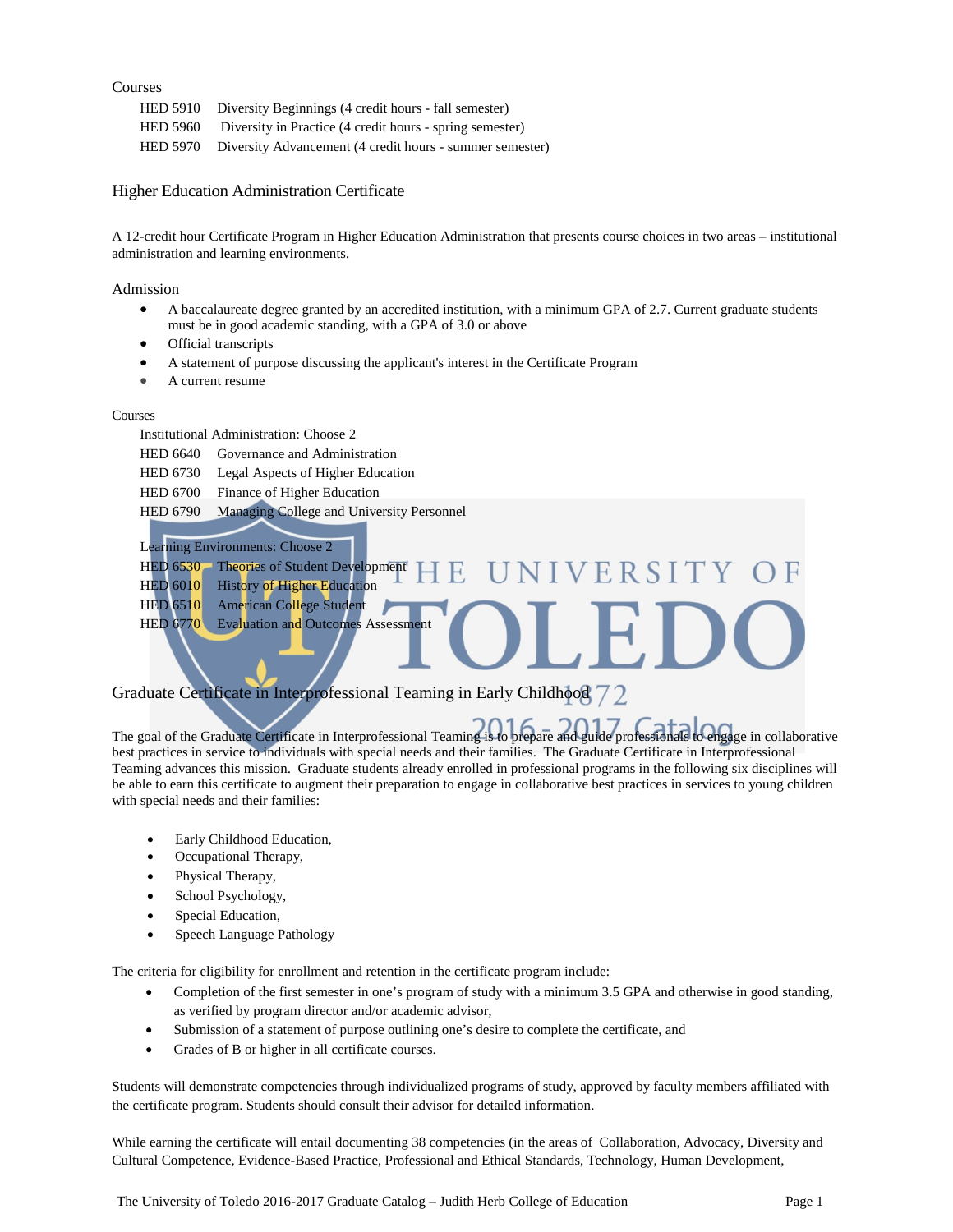Courses

HED 5910 Diversity Beginnings (4 credit hours - fall semester)
HED 5960 Diversity in Practice (4 credit hours - spring semester)
HED 5970 Diversity Advancement (4 credit hours - summer semester)

## Higher Education Administration Certificate

A 12-credit hour Certificate Program in Higher Education Administration that presents course choices in two areas – institutional administration and learning environments.

### Admission

- A baccalaureate degree granted by an accredited institution, with a minimum GPA of 2.7. Current graduate students must be in good academic standing, with a GPA of 3.0 or above
- Official transcripts
- A statement of purpose discussing the applicant's interest in the Certificate Program
- A current resume

Courses

Institutional Administration: Choose 2
HED 6640 Governance and Administration
HED 6730 Legal Aspects of Higher Education
HED 6700 Finance of Higher Education
HED 6790 Managing College and University Personnel

Learning Environments: Choose 2
HED 6530 Theories of Student Development
HED 6010 History of Higher Education
HED 6510 American College Student
HED 6770 Evaluation and Outcomes Assessment

## Graduate Certificate in Interprofessional Teaming in Early Childhood

The goal of the Graduate Certificate in Interprofessional Teaming is to prepare and guide professionals to engage in collaborative best practices in service to individuals with special needs and their families. The Graduate Certificate in Interprofessional Teaming advances this mission. Graduate students already enrolled in professional programs in the following six disciplines will be able to earn this certificate to augment their preparation to engage in collaborative best practices in services to young children with special needs and their families:

- Early Childhood Education,
- Occupational Therapy,
- Physical Therapy,
- School Psychology,
- Special Education,
- Speech Language Pathology

The criteria for eligibility for enrollment and retention in the certificate program include:

- Completion of the first semester in one's program of study with a minimum 3.5 GPA and otherwise in good standing, as verified by program director and/or academic advisor,
- Submission of a statement of purpose outlining one's desire to complete the certificate, and
- Grades of B or higher in all certificate courses.

Students will demonstrate competencies through individualized programs of study, approved by faculty members affiliated with the certificate program. Students should consult their advisor for detailed information.

While earning the certificate will entail documenting 38 competencies (in the areas of Collaboration, Advocacy, Diversity and Cultural Competence, Evidence-Based Practice, Professional and Ethical Standards, Technology, Human Development,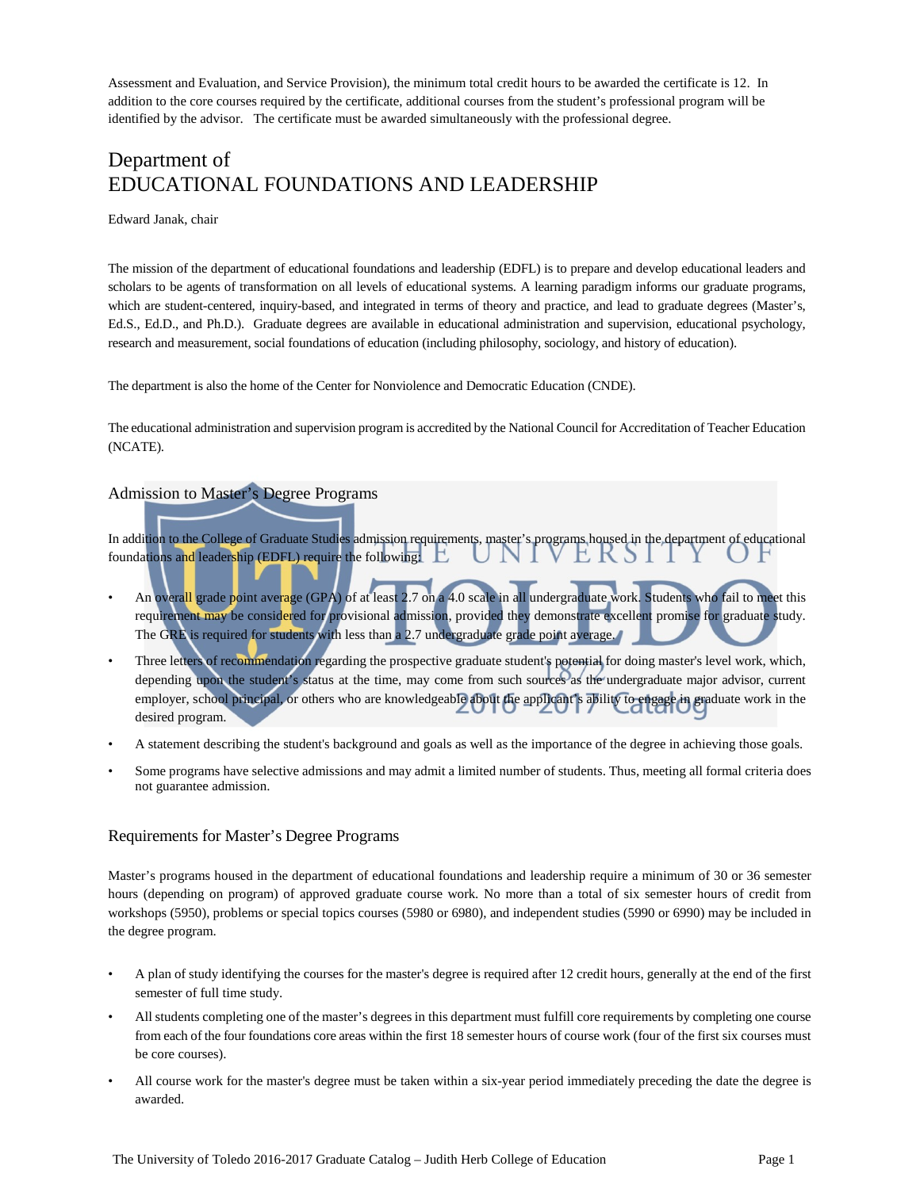Assessment and Evaluation, and Service Provision), the minimum total credit hours to be awarded the certificate is 12. In addition to the core courses required by the certificate, additional courses from the student's professional program will be identified by the advisor. The certificate must be awarded simultaneously with the professional degree.

# Department of EDUCATIONAL FOUNDATIONS AND LEADERSHIP

Edward Janak, chair

The mission of the department of educational foundations and leadership (EDFL) is to prepare and develop educational leaders and scholars to be agents of transformation on all levels of educational systems. A learning paradigm informs our graduate programs, which are student-centered, inquiry-based, and integrated in terms of theory and practice, and lead to graduate degrees (Master's, Ed.S., Ed.D., and Ph.D.). Graduate degrees are available in educational administration and supervision, educational psychology, research and measurement, social foundations of education (including philosophy, sociology, and history of education).

The department is also the home of the Center for Nonviolence and Democratic Education (CNDE).

The educational administration and supervision program is accredited by the National Council for Accreditation of Teacher Education (NCATE).

## Admission to Master's Degree Programs

In addition to the College of Graduate Studies admission requirements, master's programs housed in the department of educational foundations and leadership (EDFL) require the following:

- An overall grade point average (GPA) of at least 2.7 on a 4.0 scale in all undergraduate work. Students who fail to meet this requirement may be considered for provisional admission, provided they demonstrate excellent promise for graduate study. The GRE is required for students with less than a 2.7 undergraduate grade point average.
- Three letters of recommendation regarding the prospective graduate student's potential for doing master's level work, which, depending upon the student's status at the time, may come from such sources as the undergraduate major advisor, current employer, school principal, or others who are knowledgeable about the applicant's ability to engage in graduate work in the desired program.
- A statement describing the student's background and goals as well as the importance of the degree in achieving those goals.
- Some programs have selective admissions and may admit a limited number of students. Thus, meeting all formal criteria does not guarantee admission.

## Requirements for Master's Degree Programs

Master's programs housed in the department of educational foundations and leadership require a minimum of 30 or 36 semester hours (depending on program) of approved graduate course work. No more than a total of six semester hours of credit from workshops (5950), problems or special topics courses (5980 or 6980), and independent studies (5990 or 6990) may be included in the degree program.

- A plan of study identifying the courses for the master's degree is required after 12 credit hours, generally at the end of the first semester of full time study.
- All students completing one of the master's degrees in this department must fulfill core requirements by completing one course from each of the four foundations core areas within the first 18 semester hours of course work (four of the first six courses must be core courses).
- All course work for the master's degree must be taken within a six-year period immediately preceding the date the degree is awarded.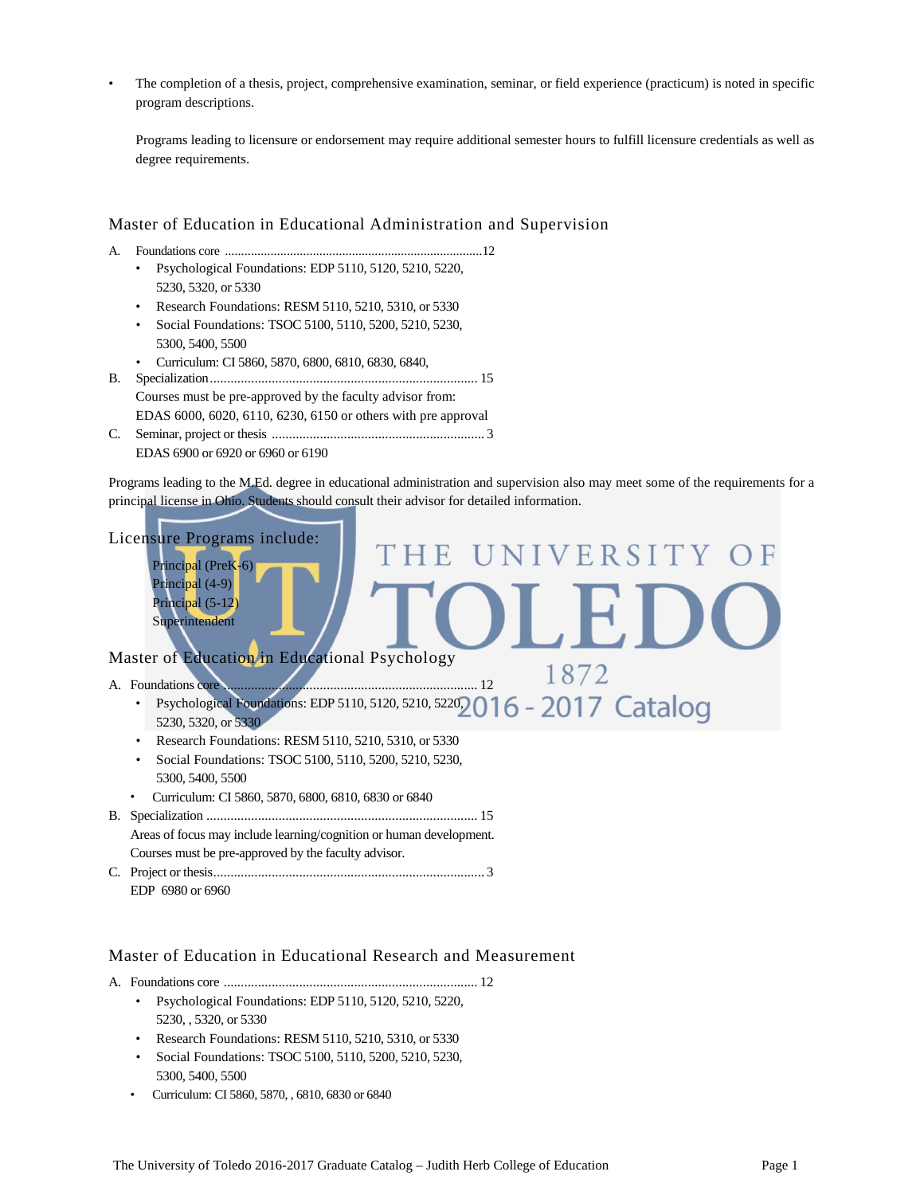- The completion of a thesis, project, comprehensive examination, seminar, or field experience (practicum) is noted in specific program descriptions.

  Programs leading to licensure or endorsement may require additional semester hours to fulfill licensure credentials as well as degree requirements.

## Master of Education in Educational Administration and Supervision

A. Foundations core ....................................................................................12
- Psychological Foundations: EDP 5110, 5120, 5210, 5220, 5230, 5320, or 5330
- Research Foundations: RESM 5110, 5210, 5310, or 5330
- Social Foundations: TSOC 5100, 5110, 5200, 5210, 5230, 5300, 5400, 5500
- Curriculum: CI 5860, 5870, 6800, 6810, 6830, 6840,

B. Specialization .................................................................................... 15
Courses must be pre-approved by the faculty advisor from:
EDAS 6000, 6020, 6110, 6230, 6150 or others with pre approval

C. Seminar, project or thesis ............................................................... 3
EDAS 6900 or 6920 or 6960 or 6190

Programs leading to the M.Ed. degree in educational administration and supervision also may meet some of the requirements for a principal license in Ohio. Students should consult their advisor for detailed information.

## Licensure Programs include:

Principal (PreK-6)
Principal (4-9)
Principal (5-12)
Superintendent

## Master of Education in Educational Psychology

A. Foundations core ............................................................................ 12
- Psychological Foundations: EDP 5110, 5120, 5210, 5220, 5230, 5320, or 5330
- Research Foundations: RESM 5110, 5210, 5310, or 5330
- Social Foundations: TSOC 5100, 5110, 5200, 5210, 5230, 5300, 5400, 5500
- Curriculum: CI 5860, 5870, 6800, 6810, 6830 or 6840

B. Specialization ................................................................................ 15
Areas of focus may include learning/cognition or human development.
Courses must be pre-approved by the faculty advisor.

C. Project or thesis................................................................................ 3
EDP 6980 or 6960

## Master of Education in Educational Research and Measurement

A. Foundations core ............................................................................ 12
- Psychological Foundations: EDP 5110, 5120, 5210, 5220, 5230, , 5320, or 5330
- Research Foundations: RESM 5110, 5210, 5310, or 5330
- Social Foundations: TSOC 5100, 5110, 5200, 5210, 5230, 5300, 5400, 5500
- Curriculum: CI 5860, 5870, , 6810, 6830 or 6840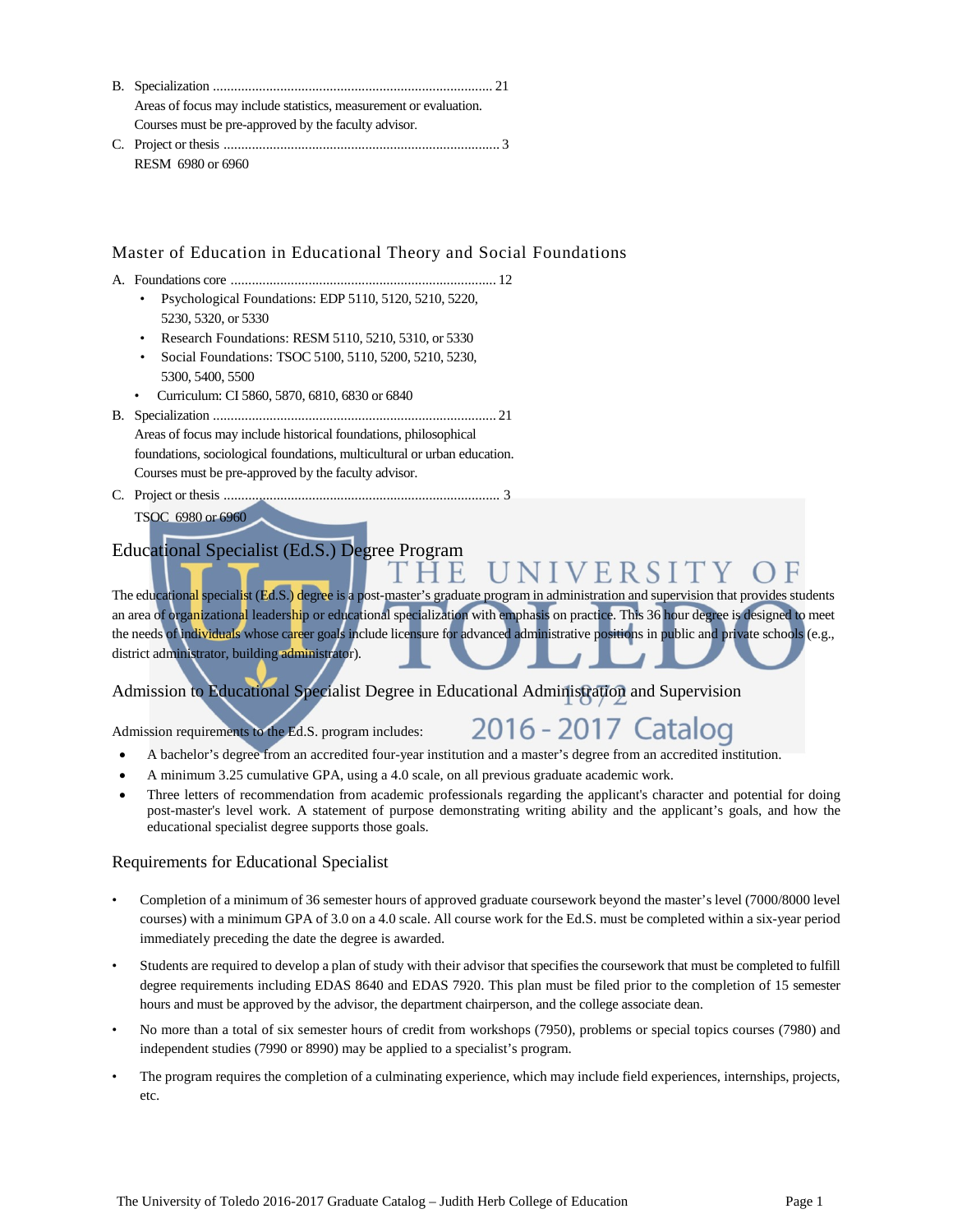B. Specialization ............................................................................... 21
Areas of focus may include statistics, measurement or evaluation. Courses must be pre-approved by the faculty advisor.

C. Project or thesis .............................................................................. 3
RESM 6980 or 6960

## Master of Education in Educational Theory and Social Foundations

A. Foundations core ........................................................................... 12
- Psychological Foundations: EDP 5110, 5120, 5210, 5220, 5230, 5320, or 5330
- Research Foundations: RESM 5110, 5210, 5310, or 5330
- Social Foundations: TSOC 5100, 5110, 5200, 5210, 5230, 5300, 5400, 5500
- Curriculum: CI 5860, 5870, 6810, 6830 or 6840

B. Specialization ............................................................................... 21
Areas of focus may include historical foundations, philosophical foundations, sociological foundations, multicultural or urban education. Courses must be pre-approved by the faculty advisor.

C. Project or thesis .............................................................................. 3
TSOC 6980 or 6960

## Educational Specialist (Ed.S.) Degree Program

The educational specialist (Ed.S.) degree is a post-master's graduate program in administration and supervision that provides students an area of organizational leadership or educational specialization with emphasis on practice. This 36 hour degree is designed to meet the needs of individuals whose career goals include licensure for advanced administrative positions in public and private schools (e.g., district administrator, building administrator).

## Admission to Educational Specialist Degree in Educational Administration and Supervision

Admission requirements to the Ed.S. program includes:

- A bachelor's degree from an accredited four-year institution and a master's degree from an accredited institution.
- A minimum 3.25 cumulative GPA, using a 4.0 scale, on all previous graduate academic work.
- Three letters of recommendation from academic professionals regarding the applicant's character and potential for doing post-master's level work. A statement of purpose demonstrating writing ability and the applicant's goals, and how the educational specialist degree supports those goals.

## Requirements for Educational Specialist

- Completion of a minimum of 36 semester hours of approved graduate coursework beyond the master's level (7000/8000 level courses) with a minimum GPA of 3.0 on a 4.0 scale. All course work for the Ed.S. must be completed within a six-year period immediately preceding the date the degree is awarded.
- Students are required to develop a plan of study with their advisor that specifies the coursework that must be completed to fulfill degree requirements including EDAS 8640 and EDAS 7920. This plan must be filed prior to the completion of 15 semester hours and must be approved by the advisor, the department chairperson, and the college associate dean.
- No more than a total of six semester hours of credit from workshops (7950), problems or special topics courses (7980) and independent studies (7990 or 8990) may be applied to a specialist's program.
- The program requires the completion of a culminating experience, which may include field experiences, internships, projects, etc.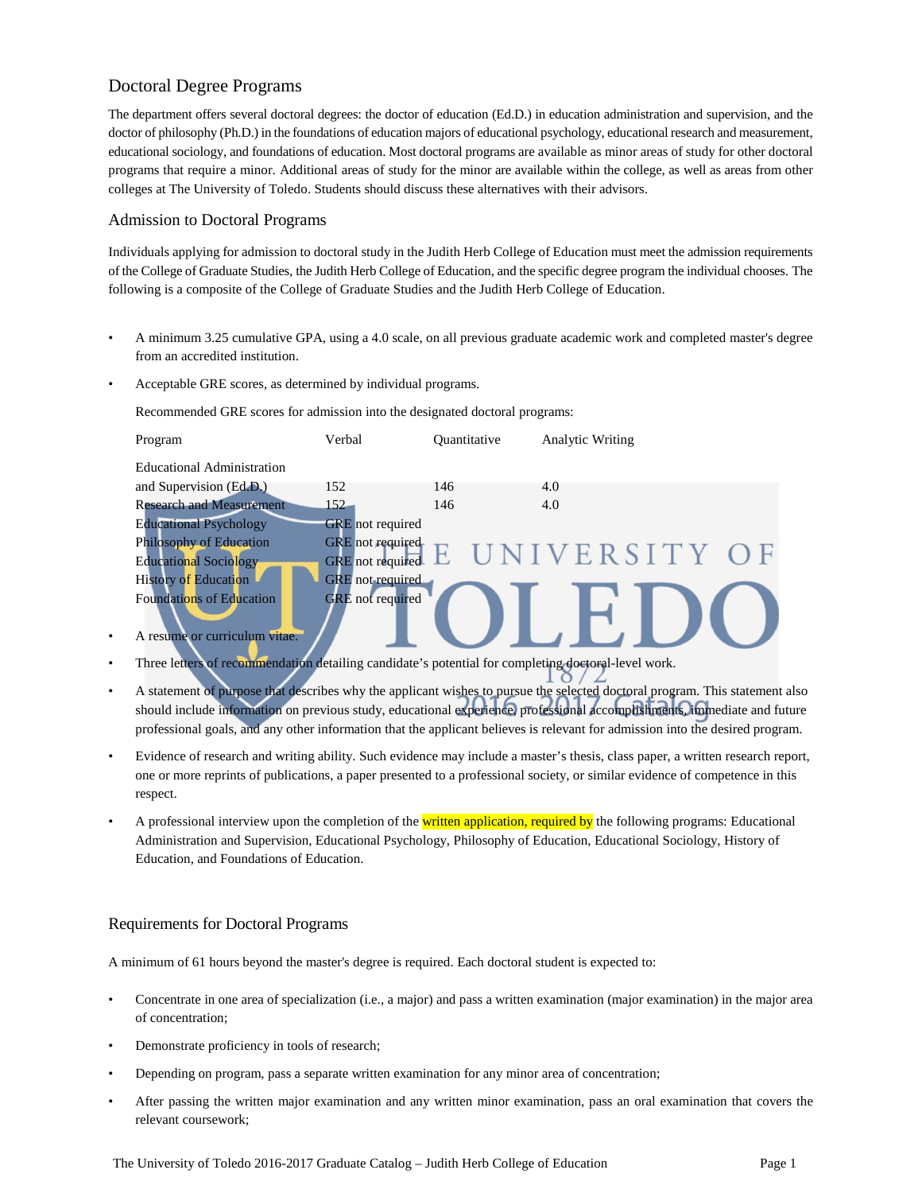## Doctoral Degree Programs

The department offers several doctoral degrees: the doctor of education (Ed.D.) in education administration and supervision, and the doctor of philosophy (Ph.D.) in the foundations of education majors of educational psychology, educational research and measurement, educational sociology, and foundations of education. Most doctoral programs are available as minor areas of study for other doctoral programs that require a minor. Additional areas of study for the minor are available within the college, as well as areas from other colleges at The University of Toledo. Students should discuss these alternatives with their advisors.

## Admission to Doctoral Programs

Individuals applying for admission to doctoral study in the Judith Herb College of Education must meet the admission requirements of the College of Graduate Studies, the Judith Herb College of Education, and the specific degree program the individual chooses. The following is a composite of the College of Graduate Studies and the Judith Herb College of Education.

- A minimum 3.25 cumulative GPA, using a 4.0 scale, on all previous graduate academic work and completed master's degree from an accredited institution.
- Acceptable GRE scores, as determined by individual programs.

  Recommended GRE scores for admission into the designated doctoral programs:

| Program | Verbal | Quantitative | Analytic Writing |
|---|---|---|---|
| Educational Administration and Supervision (Ed.D.) | 152 | 146 | 4.0 |
| Research and Measurement | 152 | 146 | 4.0 |
| Educational Psychology | GRE not required | | |
| Philosophy of Education | GRE not required | | |
| Educational Sociology | GRE not required | | |
| History of Education | GRE not required | | |
| Foundations of Education | GRE not required | | |

- A resume or curriculum vitae.
- Three letters of recommendation detailing candidate's potential for completing doctoral-level work.
- A statement of purpose that describes why the applicant wishes to pursue the selected doctoral program. This statement also should include information on previous study, educational experience, professional accomplishments, immediate and future professional goals, and any other information that the applicant believes is relevant for admission into the desired program.
- Evidence of research and writing ability. Such evidence may include a master's thesis, class paper, a written research report, one or more reprints of publications, a paper presented to a professional society, or similar evidence of competence in this respect.
- A professional interview upon the completion of the written application, required by the following programs: Educational Administration and Supervision, Educational Psychology, Philosophy of Education, Educational Sociology, History of Education, and Foundations of Education.

## Requirements for Doctoral Programs

A minimum of 61 hours beyond the master's degree is required. Each doctoral student is expected to:

- Concentrate in one area of specialization (i.e., a major) and pass a written examination (major examination) in the major area of concentration;
- Demonstrate proficiency in tools of research;
- Depending on program, pass a separate written examination for any minor area of concentration;
- After passing the written major examination and any written minor examination, pass an oral examination that covers the relevant coursework;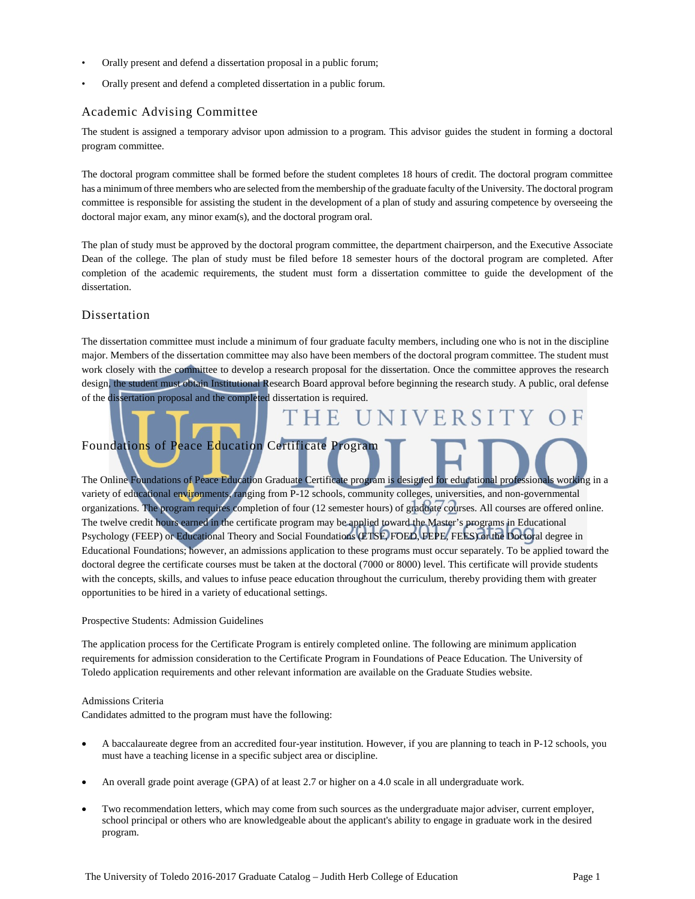- Orally present and defend a dissertation proposal in a public forum;
- Orally present and defend a completed dissertation in a public forum.

## Academic Advising Committee

The student is assigned a temporary advisor upon admission to a program. This advisor guides the student in forming a doctoral program committee.

The doctoral program committee shall be formed before the student completes 18 hours of credit. The doctoral program committee has a minimum of three members who are selected from the membership of the graduate faculty of the University. The doctoral program committee is responsible for assisting the student in the development of a plan of study and assuring competence by overseeing the doctoral major exam, any minor exam(s), and the doctoral program oral.

The plan of study must be approved by the doctoral program committee, the department chairperson, and the Executive Associate Dean of the college. The plan of study must be filed before 18 semester hours of the doctoral program are completed. After completion of the academic requirements, the student must form a dissertation committee to guide the development of the dissertation.

## Dissertation

The dissertation committee must include a minimum of four graduate faculty members, including one who is not in the discipline major. Members of the dissertation committee may also have been members of the doctoral program committee. The student must work closely with the committee to develop a research proposal for the dissertation. Once the committee approves the research design, the student must obtain Institutional Research Board approval before beginning the research study. A public, oral defense of the dissertation proposal and the completed dissertation is required.

## Foundations of Peace Education Certificate Program

The Online Foundations of Peace Education Graduate Certificate program is designed for educational professionals working in a variety of educational environments, ranging from P-12 schools, community colleges, universities, and non-governmental organizations. The program requires completion of four (12 semester hours) of graduate courses. All courses are offered online. The twelve credit hours earned in the certificate program may be applied toward the Master's programs in Educational Psychology (FEEP) or Educational Theory and Social Foundations (ETSF, FOED, FEPE, FEES) or the Doctoral degree in Educational Foundations; however, an admissions application to these programs must occur separately. To be applied toward the doctoral degree the certificate courses must be taken at the doctoral (7000 or 8000) level. This certificate will provide students with the concepts, skills, and values to infuse peace education throughout the curriculum, thereby providing them with greater opportunities to be hired in a variety of educational settings.

Prospective Students: Admission Guidelines

The application process for the Certificate Program is entirely completed online. The following are minimum application requirements for admission consideration to the Certificate Program in Foundations of Peace Education. The University of Toledo application requirements and other relevant information are available on the Graduate Studies website.

Admissions Criteria
Candidates admitted to the program must have the following:

- A baccalaureate degree from an accredited four-year institution. However, if you are planning to teach in P-12 schools, you must have a teaching license in a specific subject area or discipline.
- An overall grade point average (GPA) of at least 2.7 or higher on a 4.0 scale in all undergraduate work.
- Two recommendation letters, which may come from such sources as the undergraduate major adviser, current employer, school principal or others who are knowledgeable about the applicant's ability to engage in graduate work in the desired program.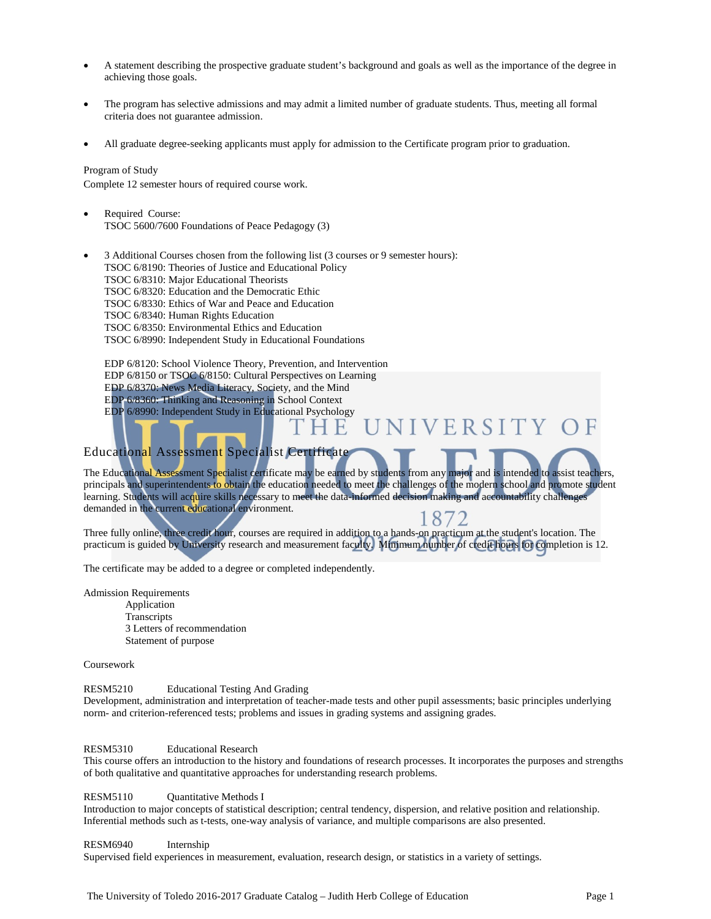- A statement describing the prospective graduate student's background and goals as well as the importance of the degree in achieving those goals.

- The program has selective admissions and may admit a limited number of graduate students. Thus, meeting all formal criteria does not guarantee admission.

- All graduate degree-seeking applicants must apply for admission to the Certificate program prior to graduation.

Program of Study
Complete 12 semester hours of required course work.

- Required Course:
  TSOC 5600/7600 Foundations of Peace Pedagogy (3)

- 3 Additional Courses chosen from the following list (3 courses or 9 semester hours):
  TSOC 6/8190: Theories of Justice and Educational Policy
  TSOC 6/8310: Major Educational Theorists
  TSOC 6/8320: Education and the Democratic Ethic
  TSOC 6/8330: Ethics of War and Peace and Education
  TSOC 6/8340: Human Rights Education
  TSOC 6/8350: Environmental Ethics and Education
  TSOC 6/8990: Independent Study in Educational Foundations

  EDP 6/8120: School Violence Theory, Prevention, and Intervention
  EDP 6/8150 or TSOC 6/8150: Cultural Perspectives on Learning
  EDP 6/8370: News Media Literacy, Society, and the Mind
  EDP 6/8360: Thinking and Reasoning in School Context
  EDP 6/8990: Independent Study in Educational Psychology

## Educational Assessment Specialist Certificate

The Educational Assessment Specialist certificate may be earned by students from any major and is intended to assist teachers, principals and superintendents to obtain the education needed to meet the challenges of the modern school and promote student learning. Students will acquire skills necessary to meet the data-informed decision making and accountability challenges demanded in the current educational environment.

Three fully online, three credit hour, courses are required in addition to a hands-on practicum at the student's location. The practicum is guided by University research and measurement faculty. Minimum number of credit hours for completion is 12.

The certificate may be added to a degree or completed independently.

Admission Requirements
Application
Transcripts
3 Letters of recommendation
Statement of purpose

Coursework

RESM5210 Educational Testing And Grading
Development, administration and interpretation of teacher-made tests and other pupil assessments; basic principles underlying norm- and criterion-referenced tests; problems and issues in grading systems and assigning grades.

RESM5310 Educational Research
This course offers an introduction to the history and foundations of research processes. It incorporates the purposes and strengths of both qualitative and quantitative approaches for understanding research problems.

RESM5110 Quantitative Methods I
Introduction to major concepts of statistical description; central tendency, dispersion, and relative position and relationship. Inferential methods such as t-tests, one-way analysis of variance, and multiple comparisons are also presented.

RESM6940 Internship
Supervised field experiences in measurement, evaluation, research design, or statistics in a variety of settings.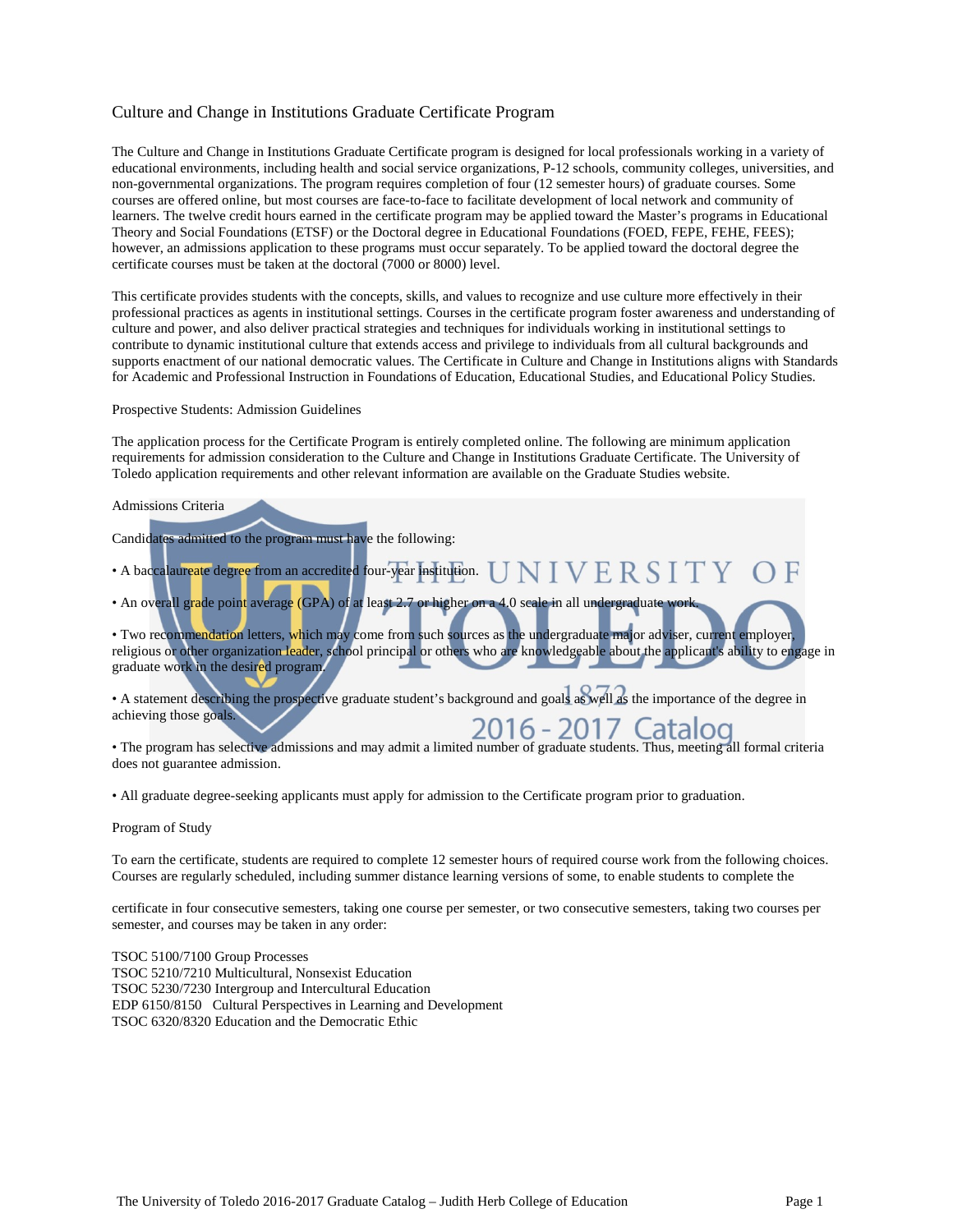# Culture and Change in Institutions Graduate Certificate Program

The Culture and Change in Institutions Graduate Certificate program is designed for local professionals working in a variety of educational environments, including health and social service organizations, P-12 schools, community colleges, universities, and non-governmental organizations. The program requires completion of four (12 semester hours) of graduate courses. Some courses are offered online, but most courses are face-to-face to facilitate development of local network and community of learners. The twelve credit hours earned in the certificate program may be applied toward the Master's programs in Educational Theory and Social Foundations (ETSF) or the Doctoral degree in Educational Foundations (FOED, FEPE, FEHE, FEES); however, an admissions application to these programs must occur separately. To be applied toward the doctoral degree the certificate courses must be taken at the doctoral (7000 or 8000) level.

This certificate provides students with the concepts, skills, and values to recognize and use culture more effectively in their professional practices as agents in institutional settings. Courses in the certificate program foster awareness and understanding of culture and power, and also deliver practical strategies and techniques for individuals working in institutional settings to contribute to dynamic institutional culture that extends access and privilege to individuals from all cultural backgrounds and supports enactment of our national democratic values. The Certificate in Culture and Change in Institutions aligns with Standards for Academic and Professional Instruction in Foundations of Education, Educational Studies, and Educational Policy Studies.

## Prospective Students: Admission Guidelines

The application process for the Certificate Program is entirely completed online. The following are minimum application requirements for admission consideration to the Culture and Change in Institutions Graduate Certificate. The University of Toledo application requirements and other relevant information are available on the Graduate Studies website.

### Admissions Criteria

Candidates admitted to the program must have the following:

- A baccalaureate degree from an accredited four-year institution.
- An overall grade point average (GPA) of at least 2.7 or higher on a 4.0 scale in all undergraduate work.
- Two recommendation letters, which may come from such sources as the undergraduate major adviser, current employer, religious or other organization leader, school principal or others who are knowledgeable about the applicant's ability to engage in graduate work in the desired program.
- A statement describing the prospective graduate student's background and goals as well as the importance of the degree in achieving those goals.
- The program has selective admissions and may admit a limited number of graduate students. Thus, meeting all formal criteria does not guarantee admission.
- All graduate degree-seeking applicants must apply for admission to the Certificate program prior to graduation.

## Program of Study

To earn the certificate, students are required to complete 12 semester hours of required course work from the following choices. Courses are regularly scheduled, including summer distance learning versions of some, to enable students to complete the certificate in four consecutive semesters, taking one course per semester, or two consecutive semesters, taking two courses per semester, and courses may be taken in any order:

TSOC 5100/7100 Group Processes
TSOC 5210/7210 Multicultural, Nonsexist Education
TSOC 5230/7230 Intergroup and Intercultural Education
EDP 6150/8150 Cultural Perspectives in Learning and Development
TSOC 6320/8320 Education and the Democratic Ethic